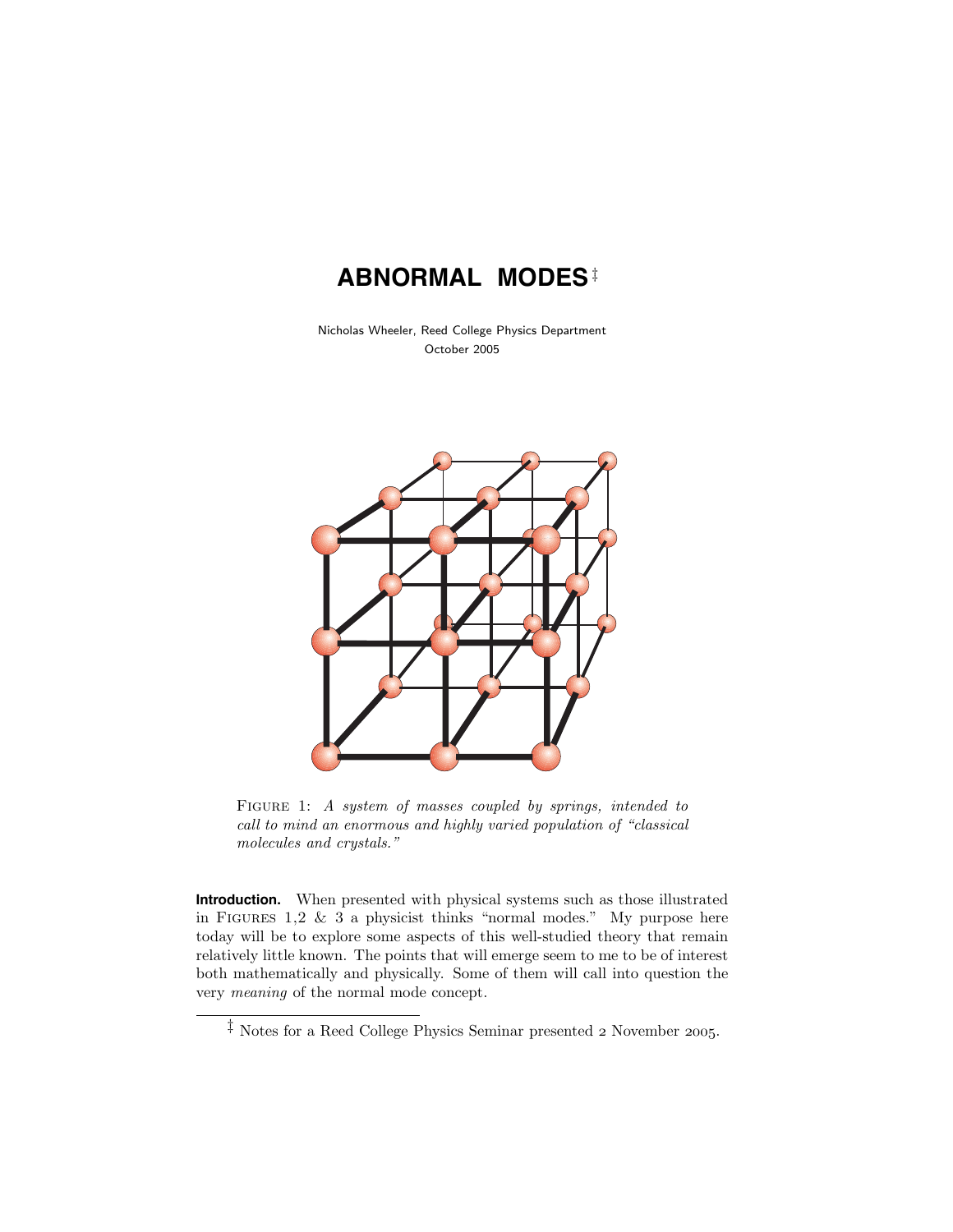# ABNORMAL MODES ‡

Nicholas Wheeler, Reed College Physics Department
October 2005

FIGURE 1: *A system of masses coupled by springs, intended to call to mind an enormous and highly varied population of "classical molecules and crystals."*

**Introduction.** When presented with physical systems such as those illustrated in FIGURES 1,2 & 3 a physicist thinks "normal modes." My purpose here today will be to explore some aspects of this well-studied theory that remain relatively little known. The points that will emerge seem to me to be of interest both mathematically and physically. Some of them will call into question the very *meaning* of the normal mode concept.

‡ Notes for a Reed College Physics Seminar presented 2 November 2005.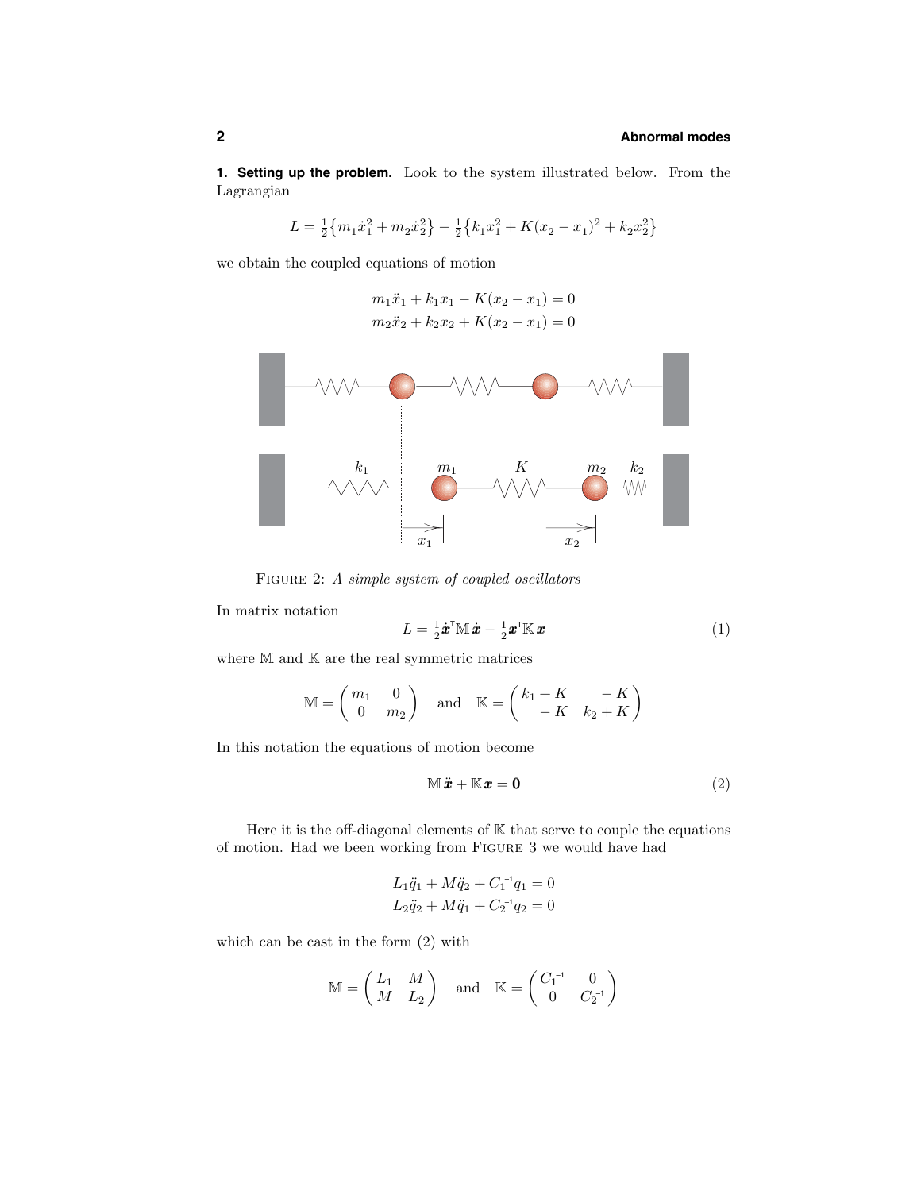**1. Setting up the problem.** Look to the system illustrated below. From the Lagrangian

$$L = \tfrac{1}{2}\big\{m_1\dot{x}_1^2 + m_2\dot{x}_2^2\big\} - \tfrac{1}{2}\big\{k_1x_1^2 + K(x_2 - x_1)^2 + k_2x_2^2\big\}$$

we obtain the coupled equations of motion

$$\begin{aligned} m_1\ddot{x}_1 + k_1x_1 - K(x_2 - x_1) &= 0 \\ m_2\ddot{x}_2 + k_2x_2 + K(x_2 - x_1) &= 0 \end{aligned}$$

FIGURE 2: *A simple system of coupled oscillators*

In matrix notation

$$L = \tfrac{1}{2}\dot{\boldsymbol{x}}^{\mathsf{T}}\mathbb{M}\,\dot{\boldsymbol{x}} - \tfrac{1}{2}\boldsymbol{x}^{\mathsf{T}}\mathbb{K}\,\boldsymbol{x} \tag{1}$$

where $\mathbb{M}$ and $\mathbb{K}$ are the real symmetric matrices

$$\mathbb{M} = \begin{pmatrix} m_1 & 0 \\ 0 & m_2 \end{pmatrix} \quad \text{and} \quad \mathbb{K} = \begin{pmatrix} k_1 + K & -K \\ -K & k_2 + K \end{pmatrix}$$

In this notation the equations of motion become

$$\mathbb{M}\,\ddot{\boldsymbol{x}} + \mathbb{K}\boldsymbol{x} = \boldsymbol{0} \tag{2}$$

Here it is the off-diagonal elements of $\mathbb{K}$ that serve to couple the equations of motion. Had we been working from FIGURE 3 we would have had

$$\begin{aligned} L_1\ddot{q}_1 + M\ddot{q}_2 + C_1^{-1}q_1 &= 0 \\ L_2\ddot{q}_2 + M\ddot{q}_1 + C_2^{-1}q_2 &= 0 \end{aligned}$$

which can be cast in the form (2) with

$$\mathbb{M} = \begin{pmatrix} L_1 & M \\ M & L_2 \end{pmatrix} \quad \text{and} \quad \mathbb{K} = \begin{pmatrix} C_1^{-1} & 0 \\ 0 & C_2^{-1} \end{pmatrix}$$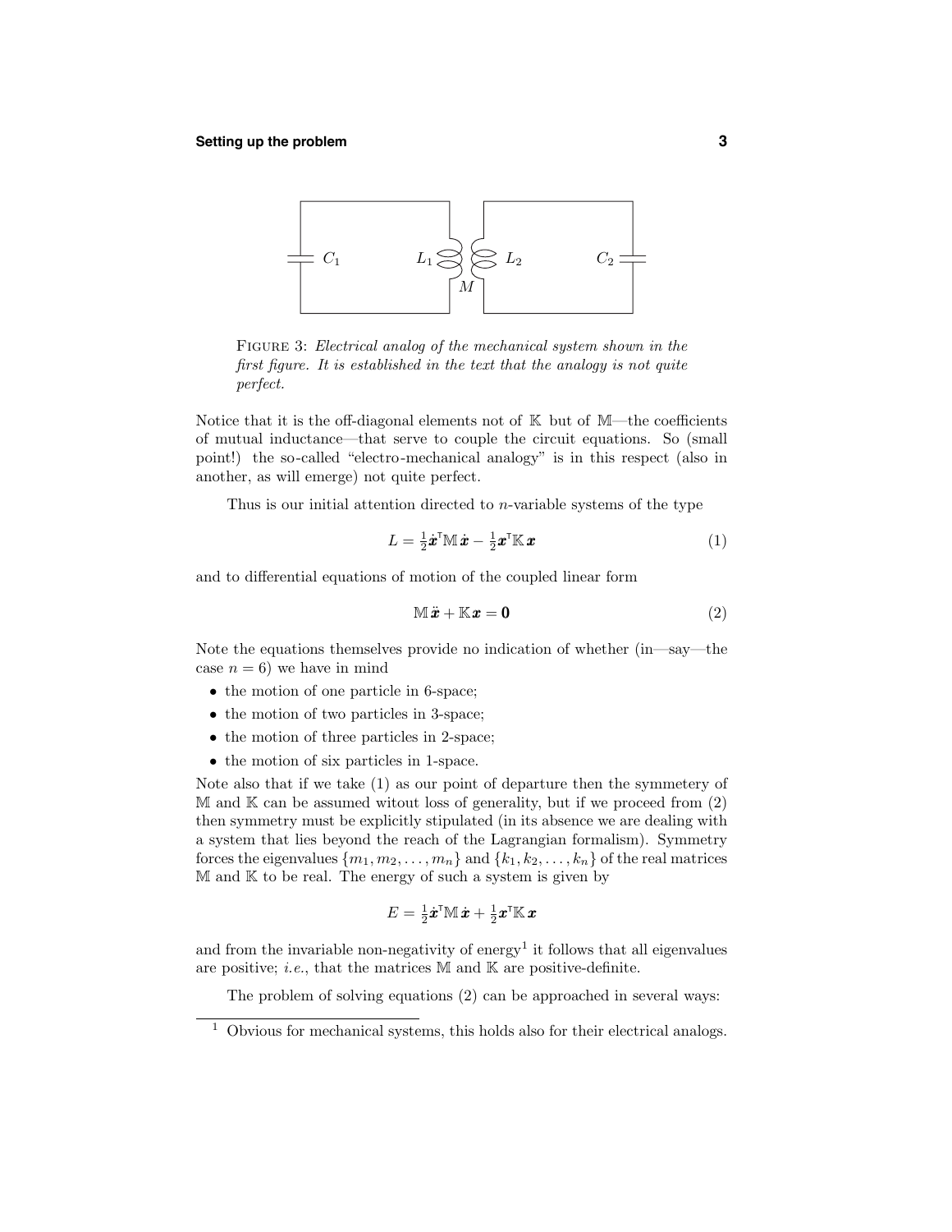FIGURE 3: *Electrical analog of the mechanical system shown in the first figure. It is established in the text that the analogy is not quite perfect.*

Notice that it is the off-diagonal elements not of $\mathbb{K}$ but of $\mathbb{M}$—the coefficients of mutual inductance—that serve to couple the circuit equations. So (small point!) the so-called "electro-mechanical analogy" is in this respect (also in another, as will emerge) not quite perfect.

Thus is our initial attention directed to $n$-variable systems of the type

$$L = \tfrac{1}{2}\dot{\boldsymbol{x}}^{\mathsf{T}}\mathbb{M}\,\dot{\boldsymbol{x}} - \tfrac{1}{2}\boldsymbol{x}^{\mathsf{T}}\mathbb{K}\,\boldsymbol{x} \tag{1}$$

and to differential equations of motion of the coupled linear form

$$\mathbb{M}\,\ddot{\boldsymbol{x}} + \mathbb{K}\boldsymbol{x} = \boldsymbol{0} \tag{2}$$

Note the equations themselves provide no indication of whether (in—say—the case $n = 6$) we have in mind

- the motion of one particle in 6-space;
- the motion of two particles in 3-space;
- the motion of three particles in 2-space;
- the motion of six particles in 1-space.

Note also that if we take (1) as our point of departure then the symmetery of $\mathbb{M}$ and $\mathbb{K}$ can be assumed witout loss of generality, but if we proceed from (2) then symmetry must be explicitly stipulated (in its absence we are dealing with a system that lies beyond the reach of the Lagrangian formalism). Symmetry forces the eigenvalues $\{m_1, m_2, \ldots, m_n\}$ and $\{k_1, k_2, \ldots, k_n\}$ of the real matrices $\mathbb{M}$ and $\mathbb{K}$ to be real. The energy of such a system is given by

$$E = \tfrac{1}{2}\dot{\boldsymbol{x}}^{\mathsf{T}}\mathbb{M}\,\dot{\boldsymbol{x}} + \tfrac{1}{2}\boldsymbol{x}^{\mathsf{T}}\mathbb{K}\,\boldsymbol{x}$$

and from the invariable non-negativity of energy[1] it follows that all eigenvalues are positive; *i.e.*, that the matrices $\mathbb{M}$ and $\mathbb{K}$ are positive-definite.

The problem of solving equations (2) can be approached in several ways:

[1] Obvious for mechanical systems, this holds also for their electrical analogs.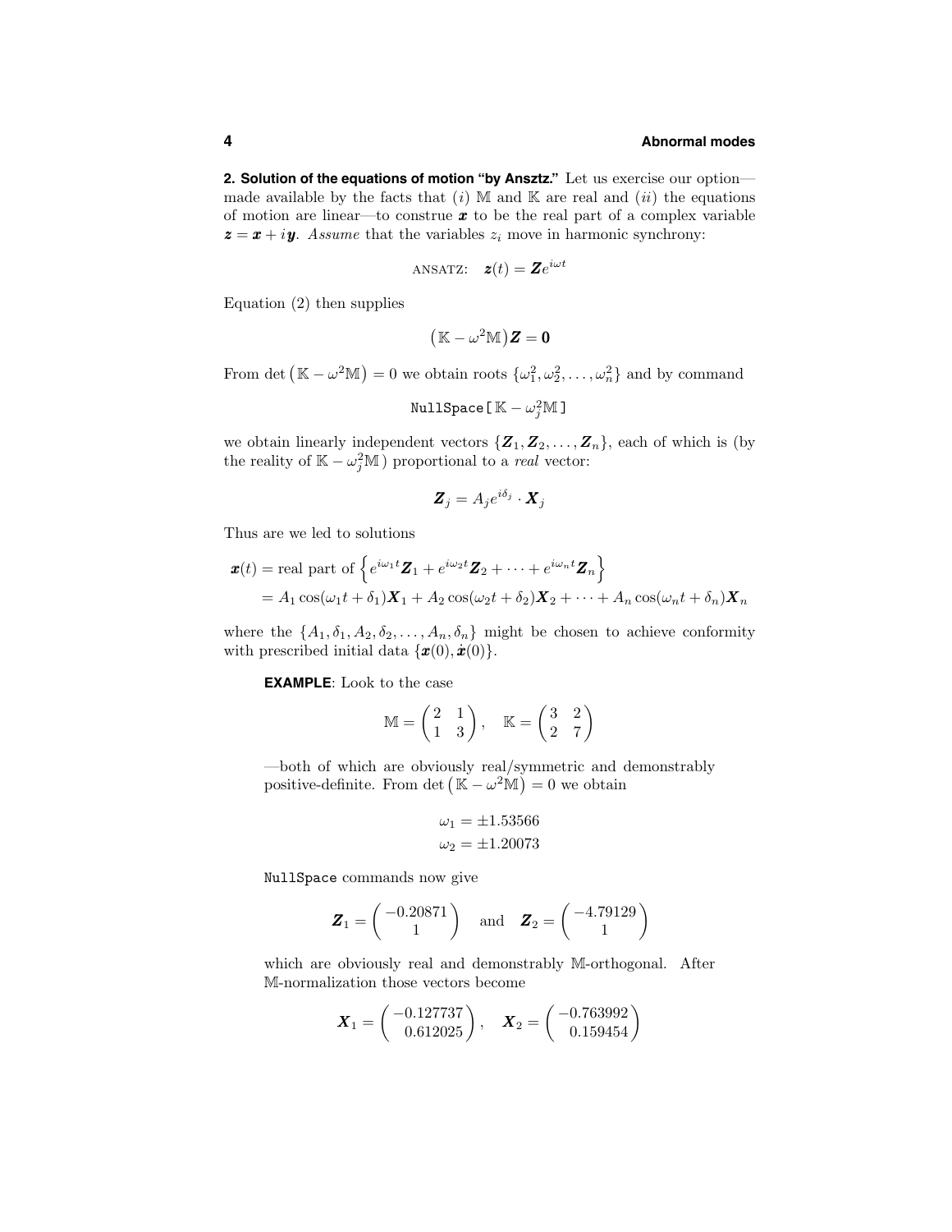**2. Solution of the equations of motion "by Ansztz."** Let us exercise our option—made available by the facts that (*i*) $\mathbb{M}$ and $\mathbb{K}$ are real and (*ii*) the equations of motion are linear—to construe $\boldsymbol{x}$ to be the real part of a complex variable $\boldsymbol{z} = \boldsymbol{x} + i\boldsymbol{y}$. *Assume* that the variables $z_i$ move in harmonic synchrony:

$$\text{ANSATZ:} \quad \boldsymbol{z}(t) = \boldsymbol{Z}e^{i\omega t}$$

Equation (2) then supplies

$$\big(\mathbb{K} - \omega^2\mathbb{M}\big)\boldsymbol{Z} = \boldsymbol{0}$$

From $\det\big(\mathbb{K} - \omega^2\mathbb{M}\big) = 0$ we obtain roots $\{\omega_1^2, \omega_2^2, \dots, \omega_n^2\}$ and by command

$$\texttt{NullSpace[}\,\mathbb{K} - \omega_j^2\mathbb{M}\,\texttt{]}$$

we obtain linearly independent vectors $\{\boldsymbol{Z}_1, \boldsymbol{Z}_2, \dots, \boldsymbol{Z}_n\}$, each of which is (by the reality of $\mathbb{K} - \omega_j^2\mathbb{M}$) proportional to a *real* vector:

$$\boldsymbol{Z}_j = A_j e^{i\delta_j} \cdot \boldsymbol{X}_j$$

Thus are we led to solutions

$$\begin{aligned}
\boldsymbol{x}(t) &= \text{real part of } \Big\{ e^{i\omega_1 t}\boldsymbol{Z}_1 + e^{i\omega_2 t}\boldsymbol{Z}_2 + \cdots + e^{i\omega_n t}\boldsymbol{Z}_n \Big\} \\
&= A_1\cos(\omega_1 t + \delta_1)\boldsymbol{X}_1 + A_2\cos(\omega_2 t + \delta_2)\boldsymbol{X}_2 + \cdots + A_n\cos(\omega_n t + \delta_n)\boldsymbol{X}_n
\end{aligned}$$

where the $\{A_1, \delta_1, A_2, \delta_2, \dots, A_n, \delta_n\}$ might be chosen to achieve conformity with prescribed initial data $\{\boldsymbol{x}(0), \dot{\boldsymbol{x}}(0)\}$.

**EXAMPLE**: Look to the case

$$\mathbb{M} = \begin{pmatrix} 2 & 1 \\ 1 & 3 \end{pmatrix}, \quad \mathbb{K} = \begin{pmatrix} 3 & 2 \\ 2 & 7 \end{pmatrix}$$

—both of which are obviously real/symmetric and demonstrably positive-definite. From $\det\big(\mathbb{K} - \omega^2\mathbb{M}\big) = 0$ we obtain

$$\begin{aligned}
\omega_1 &= \pm 1.53566 \\
\omega_2 &= \pm 1.20073
\end{aligned}$$

`NullSpace` commands now give

$$\boldsymbol{Z}_1 = \begin{pmatrix} -0.20871 \\ 1 \end{pmatrix} \quad \text{and} \quad \boldsymbol{Z}_2 = \begin{pmatrix} -4.79129 \\ 1 \end{pmatrix}$$

which are obviously real and demonstrably $\mathbb{M}$-orthogonal. After $\mathbb{M}$-normalization those vectors become

$$\boldsymbol{X}_1 = \begin{pmatrix} -0.127737 \\ 0.612025 \end{pmatrix}, \quad \boldsymbol{X}_2 = \begin{pmatrix} -0.763992 \\ 0.159454 \end{pmatrix}$$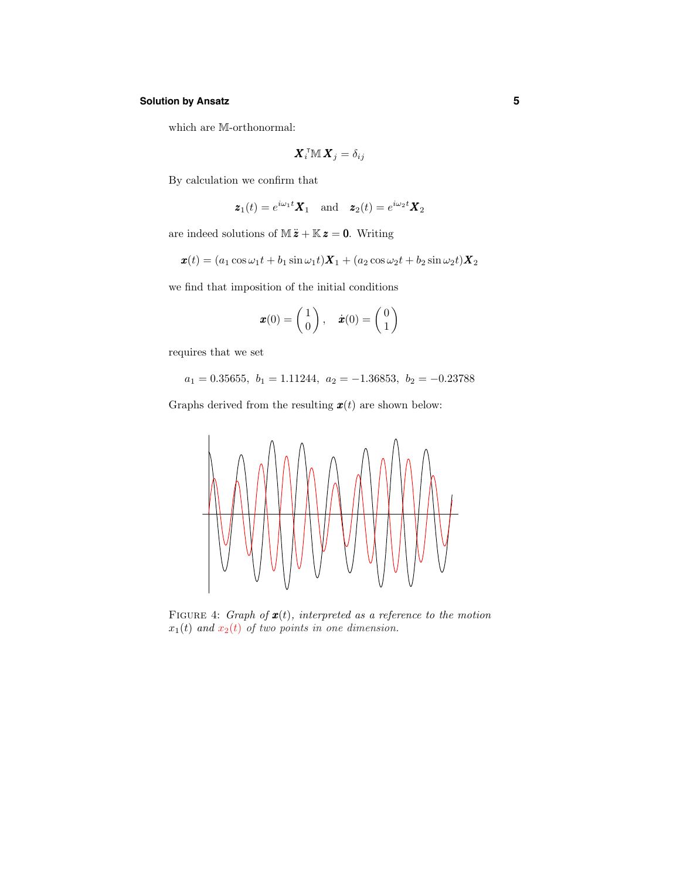which are $\mathbb{M}$-orthonormal:

$$\boldsymbol{X}_i^{\mathsf{T}}\mathbb{M}\,\boldsymbol{X}_j = \delta_{ij}$$

By calculation we confirm that

$$\boldsymbol{z}_1(t) = e^{i\omega_1 t}\boldsymbol{X}_1 \quad \text{and} \quad \boldsymbol{z}_2(t) = e^{i\omega_2 t}\boldsymbol{X}_2$$

are indeed solutions of $\mathbb{M}\,\ddot{\boldsymbol{z}} + \mathbb{K}\,\boldsymbol{z} = \boldsymbol{0}$. Writing

$$\boldsymbol{x}(t) = (a_1\cos\omega_1 t + b_1\sin\omega_1 t)\boldsymbol{X}_1 + (a_2\cos\omega_2 t + b_2\sin\omega_2 t)\boldsymbol{X}_2$$

we find that imposition of the initial conditions

$$\boldsymbol{x}(0) = \begin{pmatrix}1\\0\end{pmatrix}, \quad \dot{\boldsymbol{x}}(0) = \begin{pmatrix}0\\1\end{pmatrix}$$

requires that we set

$$a_1 = 0.35655, \;\; b_1 = 1.11244, \;\; a_2 = -1.36853, \;\; b_2 = -0.23788$$

Graphs derived from the resulting $\boldsymbol{x}(t)$ are shown below:

FIGURE 4: *Graph of $\boldsymbol{x}(t)$, interpreted as a reference to the motion $x_1(t)$ and $x_2(t)$ of two points in one dimension.*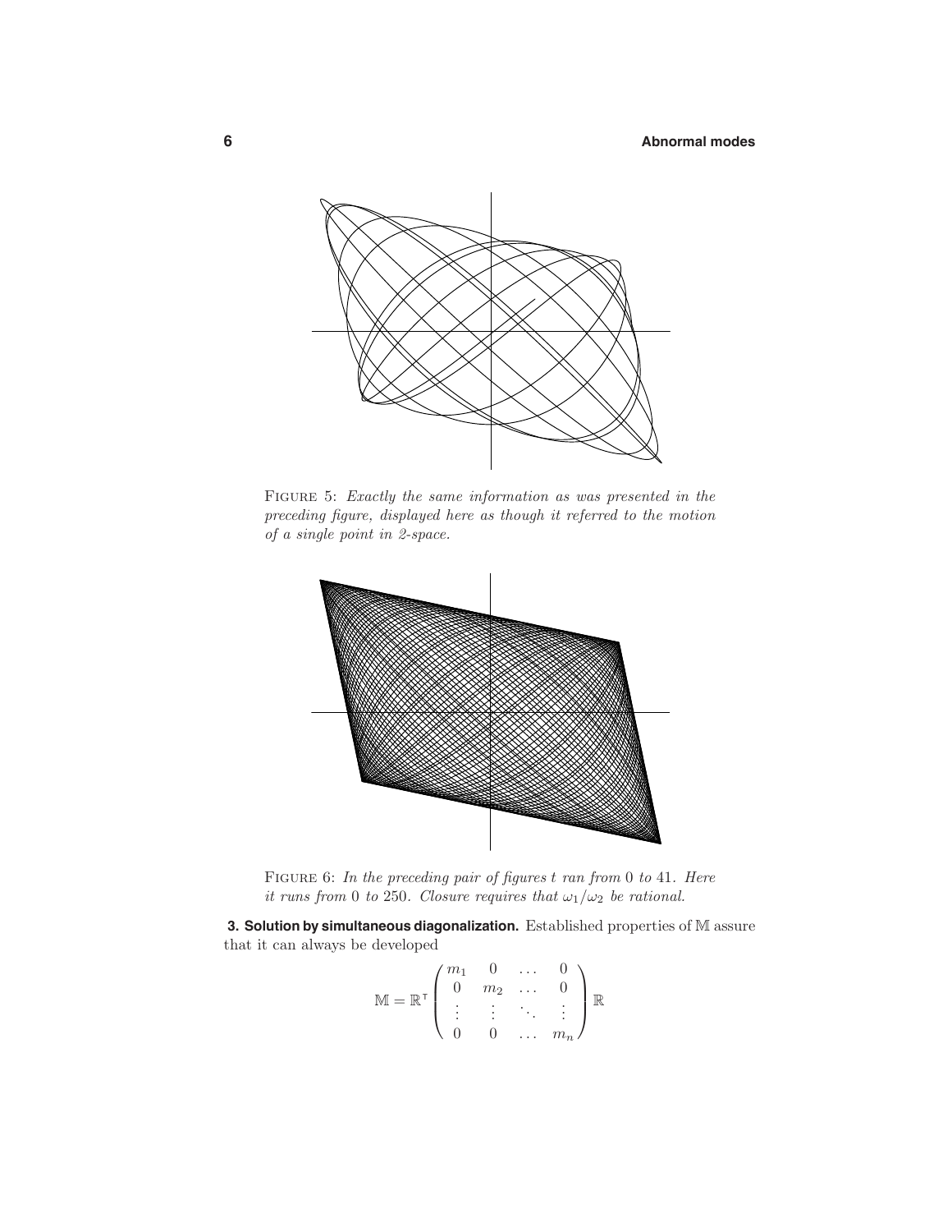FIGURE 5: *Exactly the same information as was presented in the preceding figure, displayed here as though it referred to the motion of a single point in 2-space.*

FIGURE 6: *In the preceding pair of figures $t$ ran from 0 to 41. Here it runs from 0 to 250. Closure requires that $\omega_1/\omega_2$ be rational.*

**3. Solution by simultaneous diagonalization.** Established properties of $\mathbb{M}$ assure that it can always be developed

$$\mathbb{M} = \mathbb{R}^{\mathsf{T}} \begin{pmatrix} m_1 & 0 & \dots & 0 \\ 0 & m_2 & \dots & 0 \\ \vdots & \vdots & \ddots & \vdots \\ 0 & 0 & \dots & m_n \end{pmatrix} \mathbb{R}$$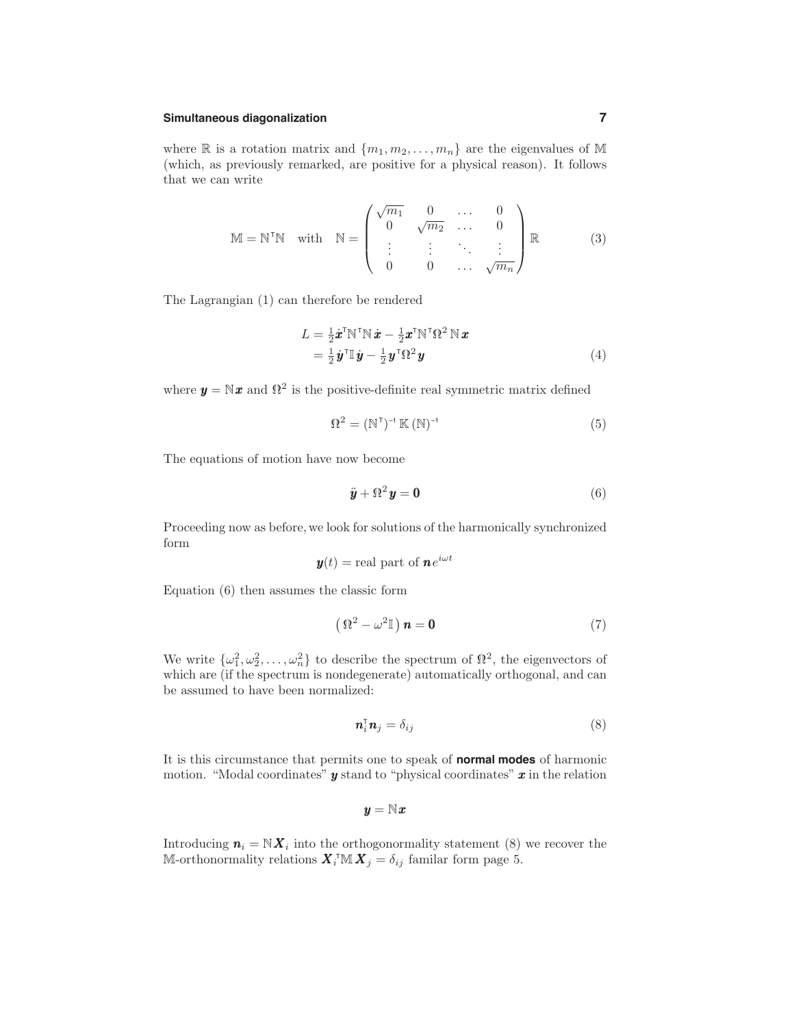where $\mathbb{R}$ is a rotation matrix and $\{m_1, m_2, \ldots, m_n\}$ are the eigenvalues of $\mathbb{M}$ (which, as previously remarked, are positive for a physical reason). It follows that we can write

$$\mathbb{M} = \mathbb{N}^\mathsf{T}\mathbb{N} \quad \text{with} \quad \mathbb{N} = \begin{pmatrix} \sqrt{m_1} & 0 & \ldots & 0 \\ 0 & \sqrt{m_2} & \ldots & 0 \\ \vdots & \vdots & \ddots & \vdots \\ 0 & 0 & \ldots & \sqrt{m_n} \end{pmatrix} \mathbb{R} \tag{3}$$

The Lagrangian (1) can therefore be rendered

$$\begin{aligned} L &= \tfrac{1}{2}\dot{\boldsymbol{x}}^\mathsf{T}\mathbb{N}^\mathsf{T}\mathbb{N}\,\dot{\boldsymbol{x}} - \tfrac{1}{2}\boldsymbol{x}^\mathsf{T}\mathbb{N}^\mathsf{T}\Omega^2\,\mathbb{N}\,\boldsymbol{x} \\ &= \tfrac{1}{2}\dot{\boldsymbol{y}}^\mathsf{T}\mathbb{I}\,\dot{\boldsymbol{y}} - \tfrac{1}{2}\boldsymbol{y}^\mathsf{T}\Omega^2\,\boldsymbol{y} \end{aligned} \tag{4}$$

where $\boldsymbol{y} = \mathbb{N}\boldsymbol{x}$ and $\Omega^2$ is the positive-definite real symmetric matrix defined

$$\Omega^2 = (\mathbb{N}^\mathsf{T})^{-1}\,\mathbb{K}\,(\mathbb{N})^{-1} \tag{5}$$

The equations of motion have now become

$$\ddot{\boldsymbol{y}} + \Omega^2\,\boldsymbol{y} = \boldsymbol{0} \tag{6}$$

Proceeding now as before, we look for solutions of the harmonically synchronized form

$$\boldsymbol{y}(t) = \text{real part of } \boldsymbol{n}\,e^{i\omega t}$$

Equation (6) then assumes the classic form

$$\left(\Omega^2 - \omega^2\mathbb{I}\right)\boldsymbol{n} = \boldsymbol{0} \tag{7}$$

We write $\{\omega_1^2, \omega_2^2, \ldots, \omega_n^2\}$ to describe the spectrum of $\Omega^2$, the eigenvectors of which are (if the spectrum is nondegenerate) automatically orthogonal, and can be assumed to have been normalized:

$$\boldsymbol{n}_i^\mathsf{T}\boldsymbol{n}_j = \delta_{ij} \tag{8}$$

It is this circumstance that permits one to speak of **normal modes** of harmonic motion. "Modal coordinates" $\boldsymbol{y}$ stand to "physical coordinates" $\boldsymbol{x}$ in the relation

$$\boldsymbol{y} = \mathbb{N}\boldsymbol{x}$$

Introducing $\boldsymbol{n}_i = \mathbb{N}\boldsymbol{X}_i$ into the orthogonormality statement (8) we recover the $\mathbb{M}$-orthonormality relations $\boldsymbol{X}_i^\mathsf{T}\mathbb{M}\,\boldsymbol{X}_j = \delta_{ij}$ familar form page 5.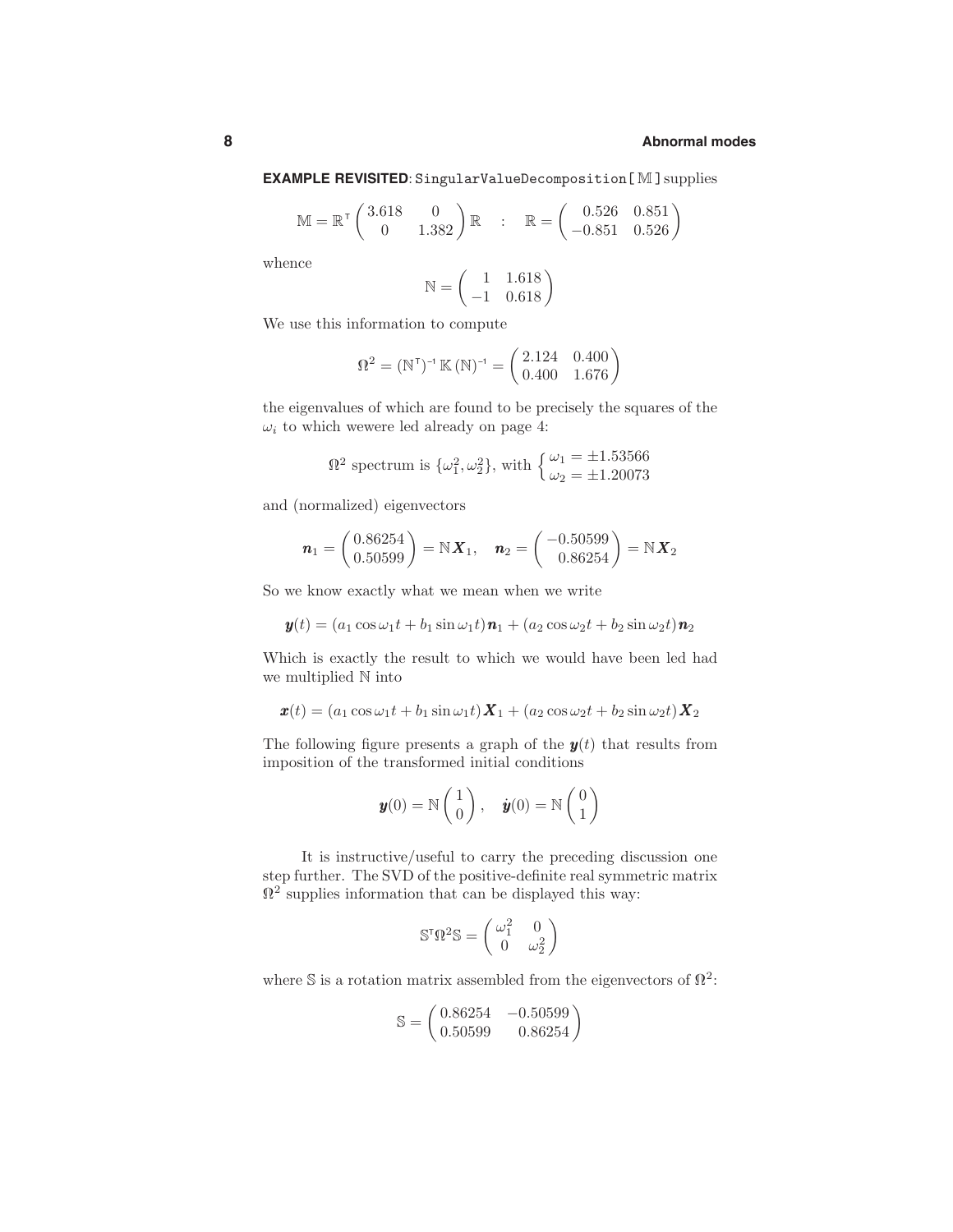**EXAMPLE REVISITED**: `SingularValueDecomposition[ 𝕄 ]` supplies

$$\mathbb{M} = \mathbb{R}^{\mathsf{T}} \begin{pmatrix} 3.618 & 0 \\ 0 & 1.382 \end{pmatrix} \mathbb{R} \quad : \quad \mathbb{R} = \begin{pmatrix} 0.526 & 0.851 \\ -0.851 & 0.526 \end{pmatrix}$$

whence

$$\mathbb{N} = \begin{pmatrix} 1 & 1.618 \\ -1 & 0.618 \end{pmatrix}$$

We use this information to compute

$$\Omega^2 = (\mathbb{N}^{\mathsf{T}})^{-1}\, \mathbb{K}\, (\mathbb{N})^{-1} = \begin{pmatrix} 2.124 & 0.400 \\ 0.400 & 1.676 \end{pmatrix}$$

the eigenvalues of which are found to be precisely the squares of the $\omega_i$ to which wewere led already on page 4:

$$\Omega^2 \text{ spectrum is } \{\omega_1^2, \omega_2^2\}, \text{ with } \begin{cases} \omega_1 = \pm 1.53566 \\ \omega_2 = \pm 1.20073 \end{cases}$$

and (normalized) eigenvectors

$$\boldsymbol{n}_1 = \begin{pmatrix} 0.86254 \\ 0.50599 \end{pmatrix} = \mathbb{N}\boldsymbol{X}_1, \quad \boldsymbol{n}_2 = \begin{pmatrix} -0.50599 \\ 0.86254 \end{pmatrix} = \mathbb{N}\boldsymbol{X}_2$$

So we know exactly what we mean when we write

$$\boldsymbol{y}(t) = (a_1 \cos \omega_1 t + b_1 \sin \omega_1 t)\boldsymbol{n}_1 + (a_2 \cos \omega_2 t + b_2 \sin \omega_2 t)\boldsymbol{n}_2$$

Which is exactly the result to which we would have been led had we multiplied $\mathbb{N}$ into

$$\boldsymbol{x}(t) = (a_1 \cos \omega_1 t + b_1 \sin \omega_1 t)\boldsymbol{X}_1 + (a_2 \cos \omega_2 t + b_2 \sin \omega_2 t)\boldsymbol{X}_2$$

The following figure presents a graph of the $\boldsymbol{y}(t)$ that results from imposition of the transformed initial conditions

$$\boldsymbol{y}(0) = \mathbb{N}\begin{pmatrix} 1 \\ 0 \end{pmatrix}, \quad \dot{\boldsymbol{y}}(0) = \mathbb{N}\begin{pmatrix} 0 \\ 1 \end{pmatrix}$$

It is instructive/useful to carry the preceding discussion one step further. The SVD of the positive-definite real symmetric matrix $\Omega^2$ supplies information that can be displayed this way:

$$\mathbb{S}^{\mathsf{T}}\Omega^2\mathbb{S} = \begin{pmatrix} \omega_1^2 & 0 \\ 0 & \omega_2^2 \end{pmatrix}$$

where $\mathbb{S}$ is a rotation matrix assembled from the eigenvectors of $\Omega^2$:

$$\mathbb{S} = \begin{pmatrix} 0.86254 & -0.50599 \\ 0.50599 & 0.86254 \end{pmatrix}$$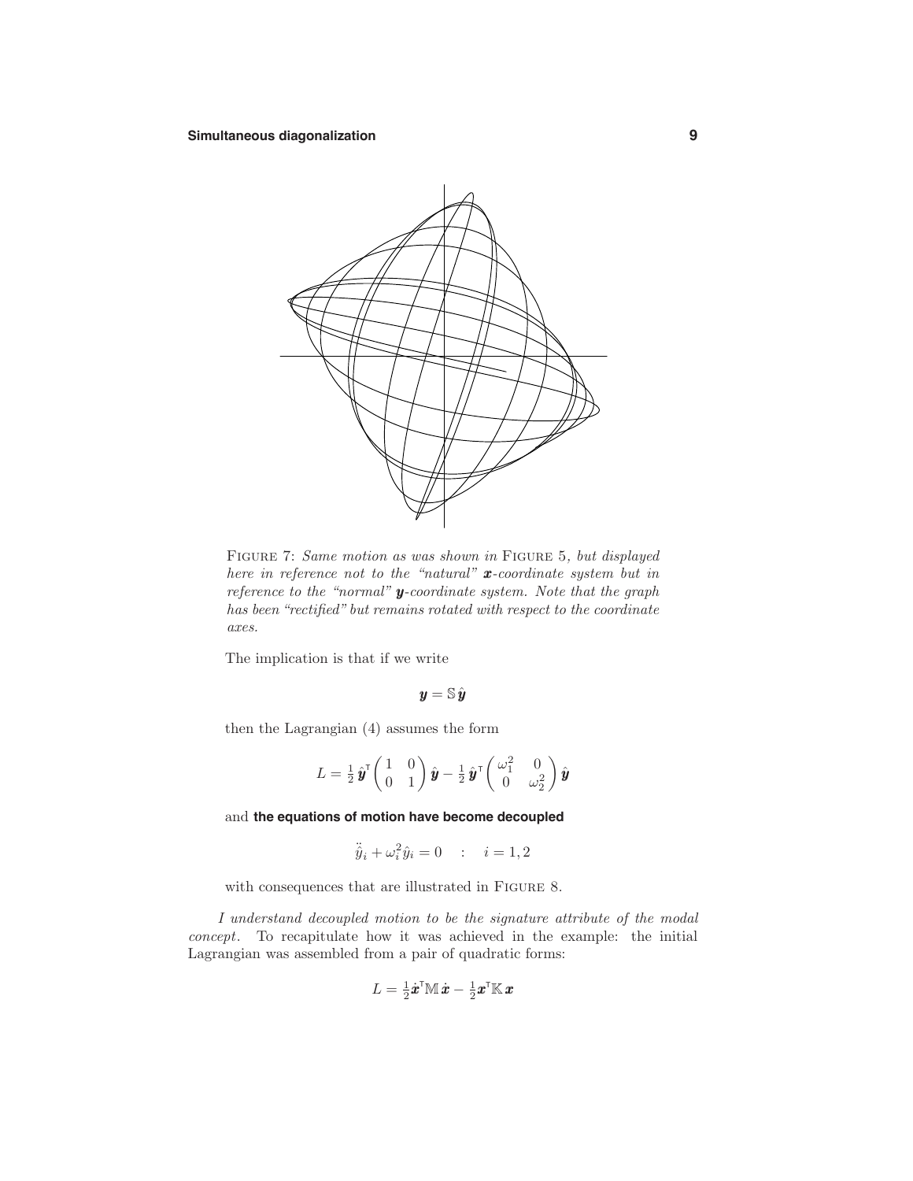FIGURE 7: *Same motion as was shown in* FIGURE 5, *but displayed here in reference not to the "natural" $\boldsymbol{x}$-coordinate system but in reference to the "normal" $\boldsymbol{y}$-coordinate system. Note that the graph has been "rectified" but remains rotated with respect to the coordinate axes.*

The implication is that if we write

$$\boldsymbol{y} = \mathbb{S}\,\hat{\boldsymbol{y}}$$

then the Lagrangian (4) assumes the form

$$L = \tfrac{1}{2}\,\dot{\hat{\boldsymbol{y}}}^{\mathsf{T}}\begin{pmatrix} 1 & 0 \\ 0 & 1 \end{pmatrix}\dot{\hat{\boldsymbol{y}}} - \tfrac{1}{2}\,\hat{\boldsymbol{y}}^{\mathsf{T}}\begin{pmatrix} \omega_1^2 & 0 \\ 0 & \omega_2^2 \end{pmatrix}\hat{\boldsymbol{y}}$$

and **the equations of motion have become decoupled**

$$\ddot{\hat{y}}_i + \omega_i^2 \hat{y}_i = 0 \quad : \quad i = 1, 2$$

with consequences that are illustrated in FIGURE 8.

*I understand decoupled motion to be the signature attribute of the modal concept.* To recapitulate how it was achieved in the example: the initial Lagrangian was assembled from a pair of quadratic forms:

$$L = \tfrac{1}{2}\dot{\boldsymbol{x}}^{\mathsf{T}}\mathbb{M}\,\dot{\boldsymbol{x}} - \tfrac{1}{2}\boldsymbol{x}^{\mathsf{T}}\mathbb{K}\,\boldsymbol{x}$$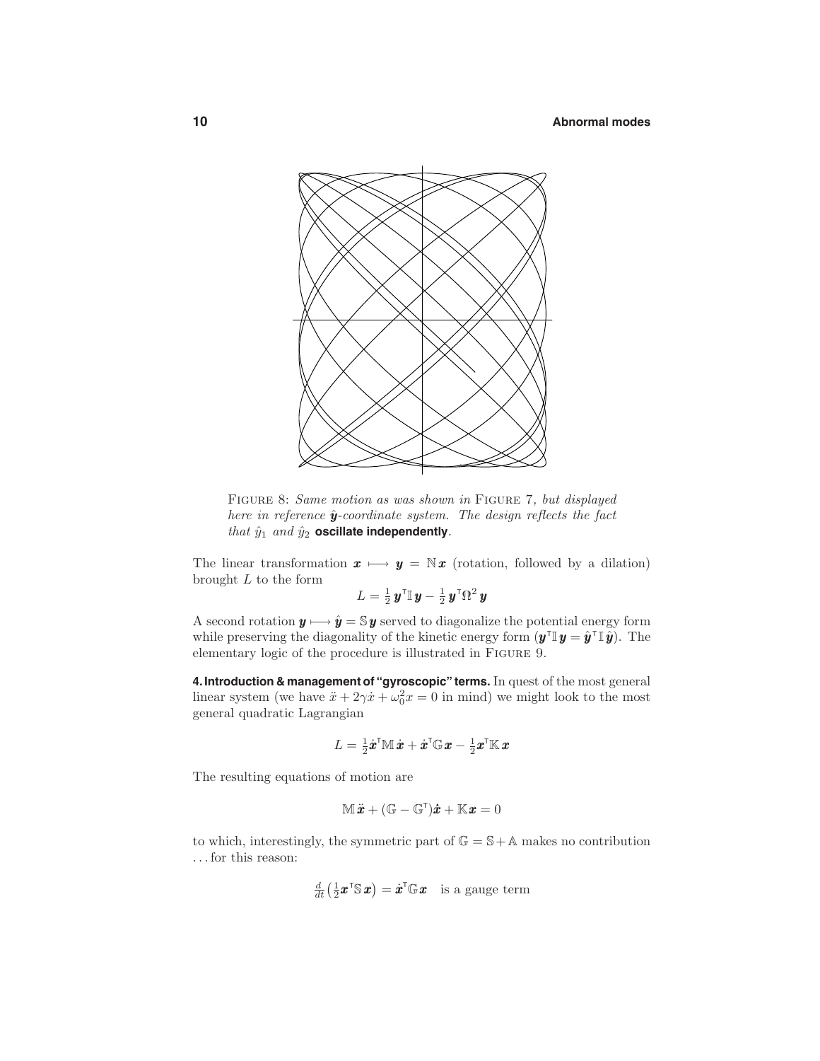FIGURE 8: *Same motion as was shown in* FIGURE 7*, but displayed here in reference* $\hat{\boldsymbol{y}}$*-coordinate system. The design reflects the fact that* $\hat{y}_1$ *and* $\hat{y}_2$ **oscillate independently**.

The linear transformation $\boldsymbol{x} \longmapsto \boldsymbol{y} = \mathbb{N}\boldsymbol{x}$ (rotation, followed by a dilation) brought $L$ to the form

$$L = \tfrac{1}{2}\,\boldsymbol{y}^\mathsf{T}\mathbb{I}\,\boldsymbol{y} - \tfrac{1}{2}\,\boldsymbol{y}^\mathsf{T}\Omega^2\,\boldsymbol{y}$$

A second rotation $\boldsymbol{y} \longmapsto \hat{\boldsymbol{y}} = \mathbb{S}\,\boldsymbol{y}$ served to diagonalize the potential energy form while preserving the diagonality of the kinetic energy form ($\boldsymbol{y}^\mathsf{T}\mathbb{I}\,\boldsymbol{y} = \hat{\boldsymbol{y}}^\mathsf{T}\mathbb{I}\,\hat{\boldsymbol{y}}$). The elementary logic of the procedure is illustrated in FIGURE 9.

**4. Introduction & management of "gyroscopic" terms.** In quest of the most general linear system (we have $\ddot{x} + 2\gamma\dot{x} + \omega_0^2 x = 0$ in mind) we might look to the most general quadratic Lagrangian

$$L = \tfrac{1}{2}\dot{\boldsymbol{x}}^\mathsf{T}\mathbb{M}\,\dot{\boldsymbol{x}} + \dot{\boldsymbol{x}}^\mathsf{T}\mathbb{G}\,\boldsymbol{x} - \tfrac{1}{2}\boldsymbol{x}^\mathsf{T}\mathbb{K}\,\boldsymbol{x}$$

The resulting equations of motion are

$$\mathbb{M}\,\ddot{\boldsymbol{x}} + (\mathbb{G} - \mathbb{G}^\mathsf{T})\dot{\boldsymbol{x}} + \mathbb{K}\boldsymbol{x} = 0$$

to which, interestingly, the symmetric part of $\mathbb{G} = \mathbb{S} + \mathbb{A}$ makes no contribution ...for this reason:

$$\tfrac{d}{dt}\big(\tfrac{1}{2}\boldsymbol{x}^\mathsf{T}\mathbb{S}\,\boldsymbol{x}\big) = \dot{\boldsymbol{x}}^\mathsf{T}\mathbb{G}\,\boldsymbol{x} \quad \text{is a gauge term}$$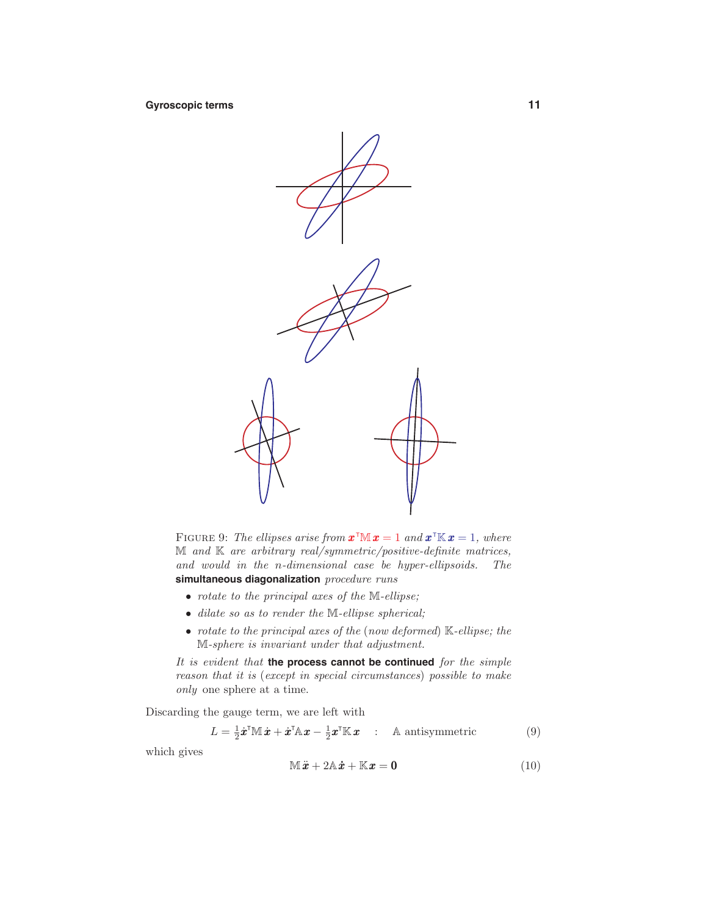FIGURE 9: *The ellipses arise from* $\boldsymbol{x}^{\mathsf{T}}\mathbb{M}\,\boldsymbol{x} = 1$ *and* $\boldsymbol{x}^{\mathsf{T}}\mathbb{K}\,\boldsymbol{x} = 1$*, where* $\mathbb{M}$ *and* $\mathbb{K}$ *are arbitrary real/symmetric/positive-definite matrices, and would in the n-dimensional case be hyper-ellipsoids. The* **simultaneous diagonalization** *procedure runs*

- *rotate to the principal axes of the* $\mathbb{M}$*-ellipse;*
- *dilate so as to render the* $\mathbb{M}$*-ellipse spherical;*
- *rotate to the principal axes of the (now deformed)* $\mathbb{K}$*-ellipse; the* $\mathbb{M}$*-sphere is invariant under that adjustment.*

*It is evident that* **the process cannot be continued** *for the simple reason that it is (except in special circumstances) possible to make only* one sphere at a time.

Discarding the gauge term, we are left with

$$L = \tfrac{1}{2}\dot{\boldsymbol{x}}^{\mathsf{T}}\mathbb{M}\,\dot{\boldsymbol{x}} + \dot{\boldsymbol{x}}^{\mathsf{T}}\mathbb{A}\,\boldsymbol{x} - \tfrac{1}{2}\boldsymbol{x}^{\mathsf{T}}\mathbb{K}\,\boldsymbol{x} \quad : \quad \mathbb{A} \text{ antisymmetric} \tag{9}$$

which gives

$$\mathbb{M}\,\ddot{\boldsymbol{x}} + 2\mathbb{A}\,\dot{\boldsymbol{x}} + \mathbb{K}\,\boldsymbol{x} = \boldsymbol{0} \tag{10}$$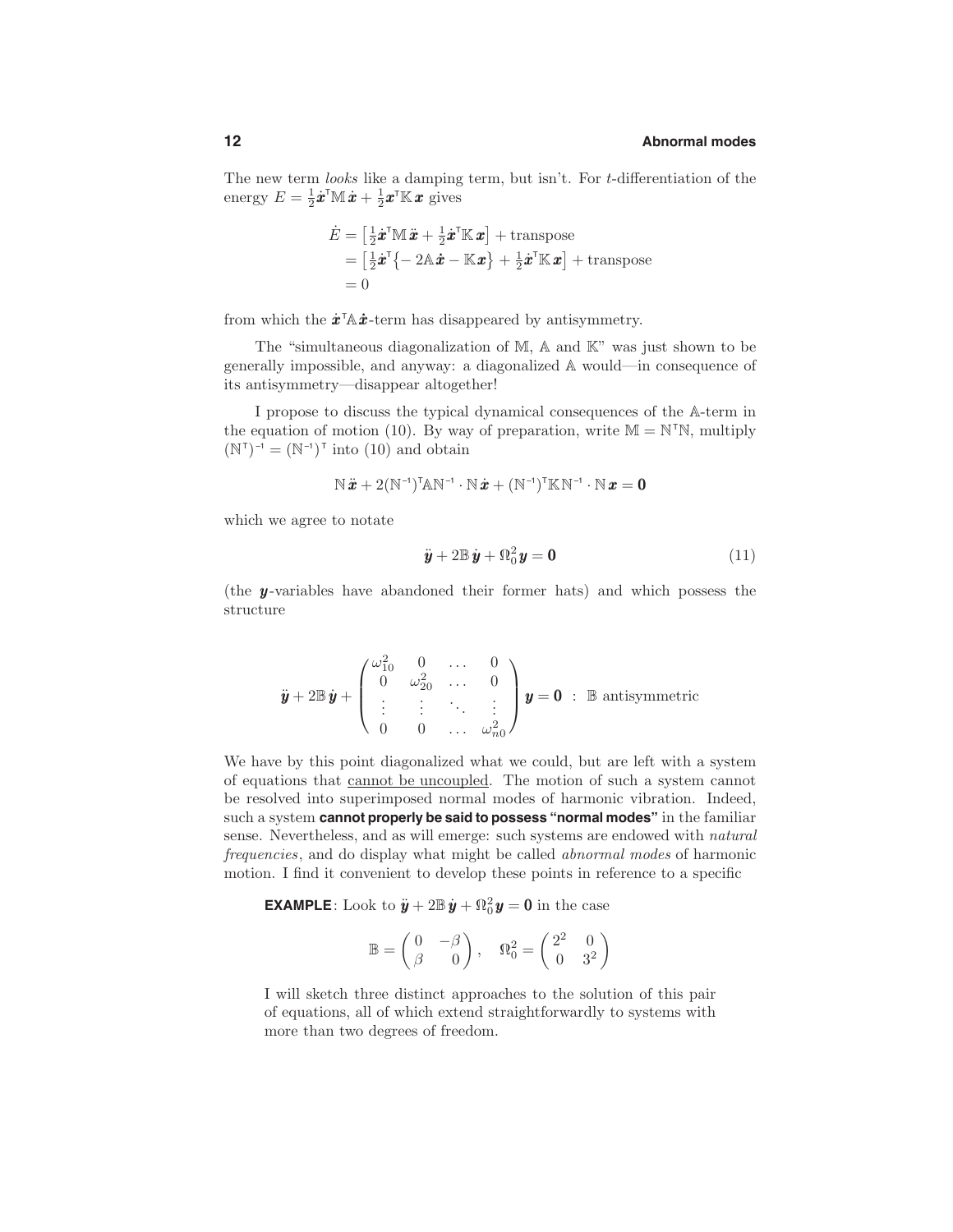The new term *looks* like a damping term, but isn't. For $t$-differentiation of the energy $E = \frac{1}{2}\dot{\boldsymbol{x}}^{\mathsf{T}}\mathbb{M}\,\dot{\boldsymbol{x}} + \frac{1}{2}\boldsymbol{x}^{\mathsf{T}}\mathbb{K}\,\boldsymbol{x}$ gives

$$
\begin{aligned}
\dot{E} &= \left[\tfrac{1}{2}\dot{\boldsymbol{x}}^{\mathsf{T}}\mathbb{M}\,\ddot{\boldsymbol{x}} + \tfrac{1}{2}\dot{\boldsymbol{x}}^{\mathsf{T}}\mathbb{K}\,\boldsymbol{x}\right] + \text{transpose} \\
&= \left[\tfrac{1}{2}\dot{\boldsymbol{x}}^{\mathsf{T}}\big\{-2\mathbb{A}\,\dot{\boldsymbol{x}} - \mathbb{K}\boldsymbol{x}\big\} + \tfrac{1}{2}\dot{\boldsymbol{x}}^{\mathsf{T}}\mathbb{K}\,\boldsymbol{x}\right] + \text{transpose} \\
&= 0
\end{aligned}
$$

from which the $\dot{\boldsymbol{x}}^{\mathsf{T}}\mathbb{A}\,\dot{\boldsymbol{x}}$-term has disappeared by antisymmetry.

The "simultaneous diagonalization of $\mathbb{M}$, $\mathbb{A}$ and $\mathbb{K}$" was just shown to be generally impossible, and anyway: a diagonalized $\mathbb{A}$ would—in consequence of its antisymmetry—disappear altogether!

I propose to discuss the typical dynamical consequences of the $\mathbb{A}$-term in the equation of motion (10). By way of preparation, write $\mathbb{M} = \mathbb{N}^{\mathsf{T}}\mathbb{N}$, multiply $(\mathbb{N}^{\mathsf{T}})^{-1} = (\mathbb{N}^{-1})^{\mathsf{T}}$ into (10) and obtain

$$
\mathbb{N}\,\ddot{\boldsymbol{x}} + 2(\mathbb{N}^{-1})^{\mathsf{T}}\mathbb{A}\mathbb{N}^{-1}\cdot\mathbb{N}\,\dot{\boldsymbol{x}} + (\mathbb{N}^{-1})^{\mathsf{T}}\mathbb{K}\,\mathbb{N}^{-1}\cdot\mathbb{N}\,\boldsymbol{x} = \boldsymbol{0}
$$

which we agree to notate

$$
\ddot{\boldsymbol{y}} + 2\mathbb{B}\,\dot{\boldsymbol{y}} + \Omega_0^2\boldsymbol{y} = \boldsymbol{0} \tag{11}
$$

(the $\boldsymbol{y}$-variables have abandoned their former hats) and which possess the structure

$$
\ddot{\boldsymbol{y}} + 2\mathbb{B}\,\dot{\boldsymbol{y}} + \begin{pmatrix} \omega_{10}^2 & 0 & \dots & 0 \\ 0 & \omega_{20}^2 & \dots & 0 \\ \vdots & \vdots & \ddots & \vdots \\ 0 & 0 & \dots & \omega_{n0}^2 \end{pmatrix}\boldsymbol{y} = \boldsymbol{0} \;\;:\;\; \mathbb{B}\text{ antisymmetric}
$$

We have by this point diagonalized what we could, but are left with a system of equations that <u>cannot be uncoupled</u>. The motion of such a system cannot be resolved into superimposed normal modes of harmonic vibration. Indeed, such a system **cannot properly be said to possess "normal modes"** in the familiar sense. Nevertheless, and as will emerge: such systems are endowed with *natural frequencies*, and do display what might be called *abnormal modes* of harmonic motion. I find it convenient to develop these points in reference to a specific

**EXAMPLE**: Look to $\ddot{\boldsymbol{y}} + 2\mathbb{B}\,\dot{\boldsymbol{y}} + \Omega_0^2\boldsymbol{y} = \boldsymbol{0}$ in the case

$$
\mathbb{B} = \begin{pmatrix} 0 & -\beta \\ \beta & 0 \end{pmatrix}, \quad \Omega_0^2 = \begin{pmatrix} 2^2 & 0 \\ 0 & 3^2 \end{pmatrix}
$$

I will sketch three distinct approaches to the solution of this pair of equations, all of which extend straightforwardly to systems with more than two degrees of freedom.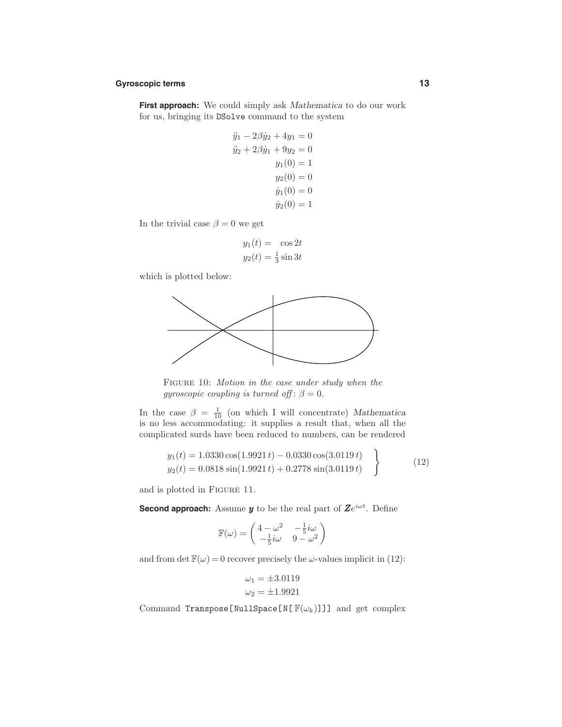**First approach:** We could simply ask *Mathematica* to do our work for us, bringing its `DSolve` command to the system

$$
\begin{aligned}
\ddot{y}_1 - 2\beta\dot{y}_2 + 4y_1 &= 0\\
\ddot{y}_2 + 2\beta\dot{y}_1 + 9y_2 &= 0\\
y_1(0) &= 1\\
y_2(0) &= 0\\
\dot{y}_1(0) &= 0\\
\dot{y}_2(0) &= 1
\end{aligned}
$$

In the trivial case $\beta = 0$ we get

$$
\begin{aligned}
y_1(t) &= \cos 2t\\
y_2(t) &= \tfrac{1}{3}\sin 3t
\end{aligned}
$$

which is plotted below:

FIGURE 10: *Motion in the case under study when the gyroscopic coupling is turned off*: $\beta = 0$.

In the case $\beta = \frac{1}{10}$ (on which I will concentrate) *Mathematica* is no less accommodating: it supplies a result that, when all the complicated surds have been reduced to numbers, can be rendered

$$
\left.
\begin{aligned}
y_1(t) &= 1.0330\cos(1.9921\,t) - 0.0330\cos(3.0119\,t)\\
y_2(t) &= 0.0818\sin(1.9921\,t) + 0.2778\sin(3.0119\,t)
\end{aligned}
\right\}
\tag{12}
$$

and is plotted in FIGURE 11.

**Second approach:** Assume $\boldsymbol{y}$ to be the real part of $\boldsymbol{Z}e^{i\omega t}$. Define

$$
\mathbb{F}(\omega) = \begin{pmatrix} 4-\omega^2 & -\frac{1}{5}i\omega \\ -\frac{1}{5}i\omega & 9-\omega^2 \end{pmatrix}
$$

and from $\det\mathbb{F}(\omega) = 0$ recover precisely the $\omega$-values implicit in (12):

$$
\begin{aligned}
\omega_1 &= \pm 3.0119\\
\omega_2 &= \pm 1.9921
\end{aligned}
$$

Command `Transpose[NullSpace[N[`$\mathbb{F}(\omega_k)$`]]]` and get complex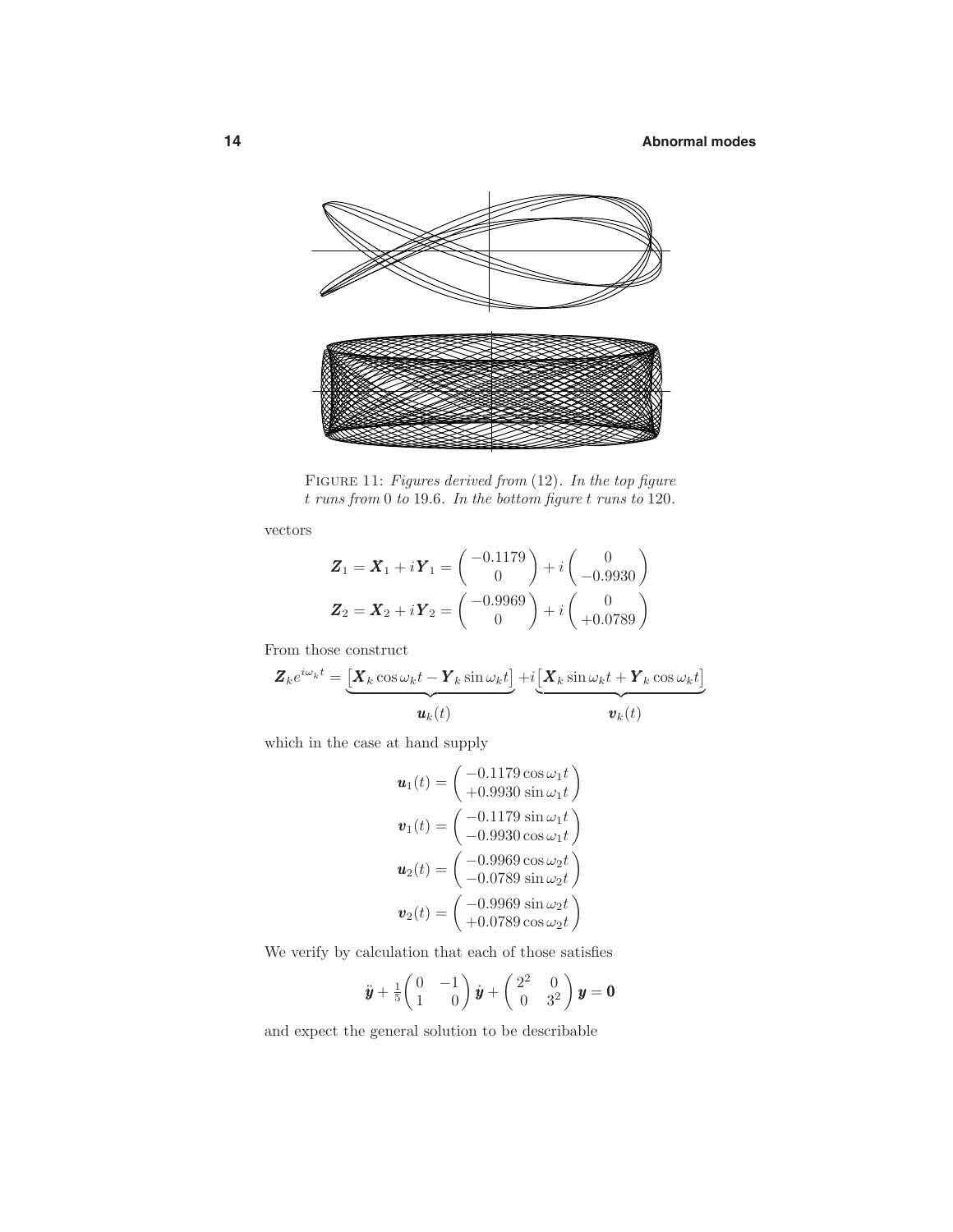FIGURE 11: *Figures derived from* (12). *In the top figure* $t$ *runs from* 0 *to* 19.6. *In the bottom figure* $t$ *runs to* 120.

vectors

$$\boldsymbol{Z}_1 = \boldsymbol{X}_1 + i\boldsymbol{Y}_1 = \begin{pmatrix} -0.1179 \\ 0 \end{pmatrix} + i\begin{pmatrix} 0 \\ -0.9930 \end{pmatrix}$$

$$\boldsymbol{Z}_2 = \boldsymbol{X}_2 + i\boldsymbol{Y}_2 = \begin{pmatrix} -0.9969 \\ 0 \end{pmatrix} + i\begin{pmatrix} 0 \\ +0.0789 \end{pmatrix}$$

From those construct

$$\boldsymbol{Z}_k e^{i\omega_k t} = \underbrace{\big[\boldsymbol{X}_k \cos\omega_k t - \boldsymbol{Y}_k \sin\omega_k t\big]}_{\boldsymbol{u}_k(t)} + i\underbrace{\big[\boldsymbol{X}_k \sin\omega_k t + \boldsymbol{Y}_k \cos\omega_k t\big]}_{\boldsymbol{v}_k(t)}$$

which in the case at hand supply

$$\boldsymbol{u}_1(t) = \begin{pmatrix} -0.1179\cos\omega_1 t \\ +0.9930\sin\omega_1 t \end{pmatrix}$$

$$\boldsymbol{v}_1(t) = \begin{pmatrix} -0.1179\sin\omega_1 t \\ -0.9930\cos\omega_1 t \end{pmatrix}$$

$$\boldsymbol{u}_2(t) = \begin{pmatrix} -0.9969\cos\omega_2 t \\ -0.0789\sin\omega_2 t \end{pmatrix}$$

$$\boldsymbol{v}_2(t) = \begin{pmatrix} -0.9969\sin\omega_2 t \\ +0.0789\cos\omega_2 t \end{pmatrix}$$

We verify by calculation that each of those satisfies

$$\ddot{\boldsymbol{y}} + \tfrac{1}{5}\begin{pmatrix} 0 & -1 \\ 1 & 0 \end{pmatrix}\dot{\boldsymbol{y}} + \begin{pmatrix} 2^2 & 0 \\ 0 & 3^2 \end{pmatrix}\boldsymbol{y} = \boldsymbol{0}$$

and expect the general solution to be describable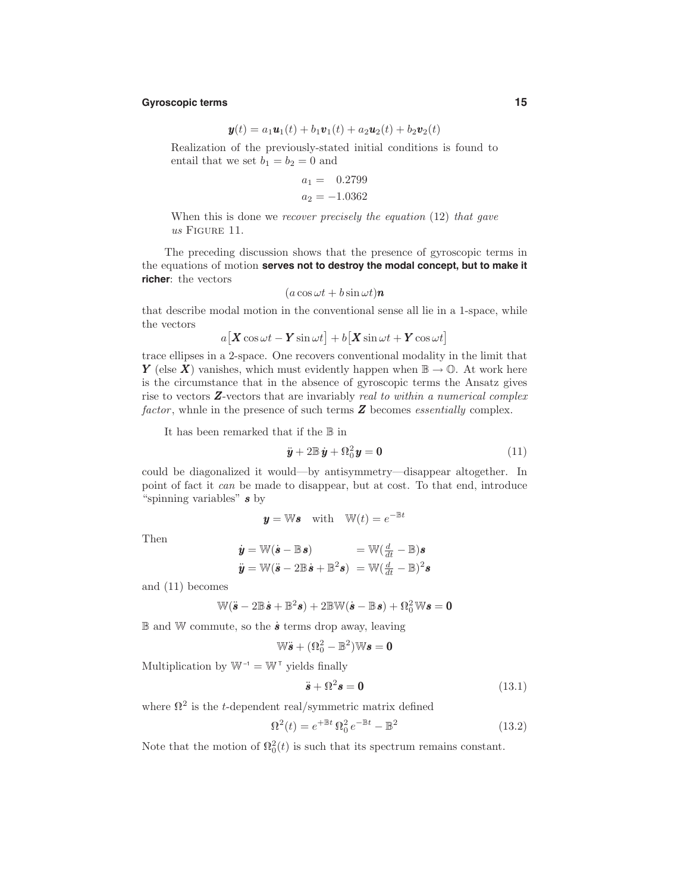$$\boldsymbol{y}(t) = a_1\boldsymbol{u}_1(t) + b_1\boldsymbol{v}_1(t) + a_2\boldsymbol{u}_2(t) + b_2\boldsymbol{v}_2(t)$$

Realization of the previously-stated initial conditions is found to entail that we set $b_1 = b_2 = 0$ and

$$\begin{aligned} a_1 &= \phantom{-}0.2799 \\ a_2 &= -1.0362 \end{aligned}$$

When this is done we *recover precisely the equation* (12) *that gave us* FIGURE 11.

The preceding discussion shows that the presence of gyroscopic terms in the equations of motion **serves not to destroy the modal concept, but to make it richer**: the vectors

$$(a\cos\omega t + b\sin\omega t)\boldsymbol{n}$$

that describe modal motion in the conventional sense all lie in a 1-space, while the vectors

$$a\big[\boldsymbol{X}\cos\omega t - \boldsymbol{Y}\sin\omega t\big] + b\big[\boldsymbol{X}\sin\omega t + \boldsymbol{Y}\cos\omega t\big]$$

trace ellipses in a 2-space. One recovers conventional modality in the limit that $\boldsymbol{Y}$ (else $\boldsymbol{X}$) vanishes, which must evidently happen when $\mathbb{B} \to \mathbb{O}$. At work here is the circumstance that in the absence of gyroscopic terms the Ansatz gives rise to vectors $\boldsymbol{Z}$-vectors that are invariably *real to within a numerical complex factor*, whnle in the presence of such terms $\boldsymbol{Z}$ becomes *essentially* complex.

It has been remarked that if the $\mathbb{B}$ in

$$\ddot{\boldsymbol{y}} + 2\mathbb{B}\,\dot{\boldsymbol{y}} + \Omega_0^2\boldsymbol{y} = \boldsymbol{0} \tag{11}$$

could be diagonalized it would—by antisymmetry—disappear altogether. In point of fact it *can* be made to disappear, but at cost. To that end, introduce "spinning variables" $\boldsymbol{s}$ by

$$\boldsymbol{y} = \mathbb{W}\boldsymbol{s} \quad \text{with} \quad \mathbb{W}(t) = e^{-\mathbb{B}t}$$

Then

$$\begin{aligned} \dot{\boldsymbol{y}} &= \mathbb{W}(\dot{\boldsymbol{s}} - \mathbb{B}\,\boldsymbol{s}) &&= \mathbb{W}(\tfrac{d}{dt} - \mathbb{B})\boldsymbol{s} \\ \ddot{\boldsymbol{y}} &= \mathbb{W}(\ddot{\boldsymbol{s}} - 2\mathbb{B}\,\dot{\boldsymbol{s}} + \mathbb{B}^2\boldsymbol{s}) &&= \mathbb{W}(\tfrac{d}{dt} - \mathbb{B})^2\boldsymbol{s} \end{aligned}$$

and (11) becomes

$$\mathbb{W}(\ddot{\boldsymbol{s}} - 2\mathbb{B}\,\dot{\boldsymbol{s}} + \mathbb{B}^2\boldsymbol{s}) + 2\mathbb{B}\mathbb{W}(\dot{\boldsymbol{s}} - \mathbb{B}\,\boldsymbol{s}) + \Omega_0^2\,\mathbb{W}\boldsymbol{s} = \boldsymbol{0}$$

$\mathbb{B}$ and $\mathbb{W}$ commute, so the $\dot{\boldsymbol{s}}$ terms drop away, leaving

$$\mathbb{W}\ddot{\boldsymbol{s}} + (\Omega_0^2 - \mathbb{B}^2)\mathbb{W}\boldsymbol{s} = \boldsymbol{0}$$

Multiplication by $\mathbb{W}^{-1} = \mathbb{W}^{\mathsf{T}}$ yields finally

$$\ddot{\boldsymbol{s}} + \Omega^2\boldsymbol{s} = \boldsymbol{0} \tag{13.1}$$

where $\Omega^2$ is the $t$-dependent real/symmetric matrix defined

$$\Omega^2(t) = e^{+\mathbb{B}t}\,\Omega_0^2\,e^{-\mathbb{B}t} - \mathbb{B}^2 \tag{13.2}$$

Note that the motion of $\Omega_0^2(t)$ is such that its spectrum remains constant.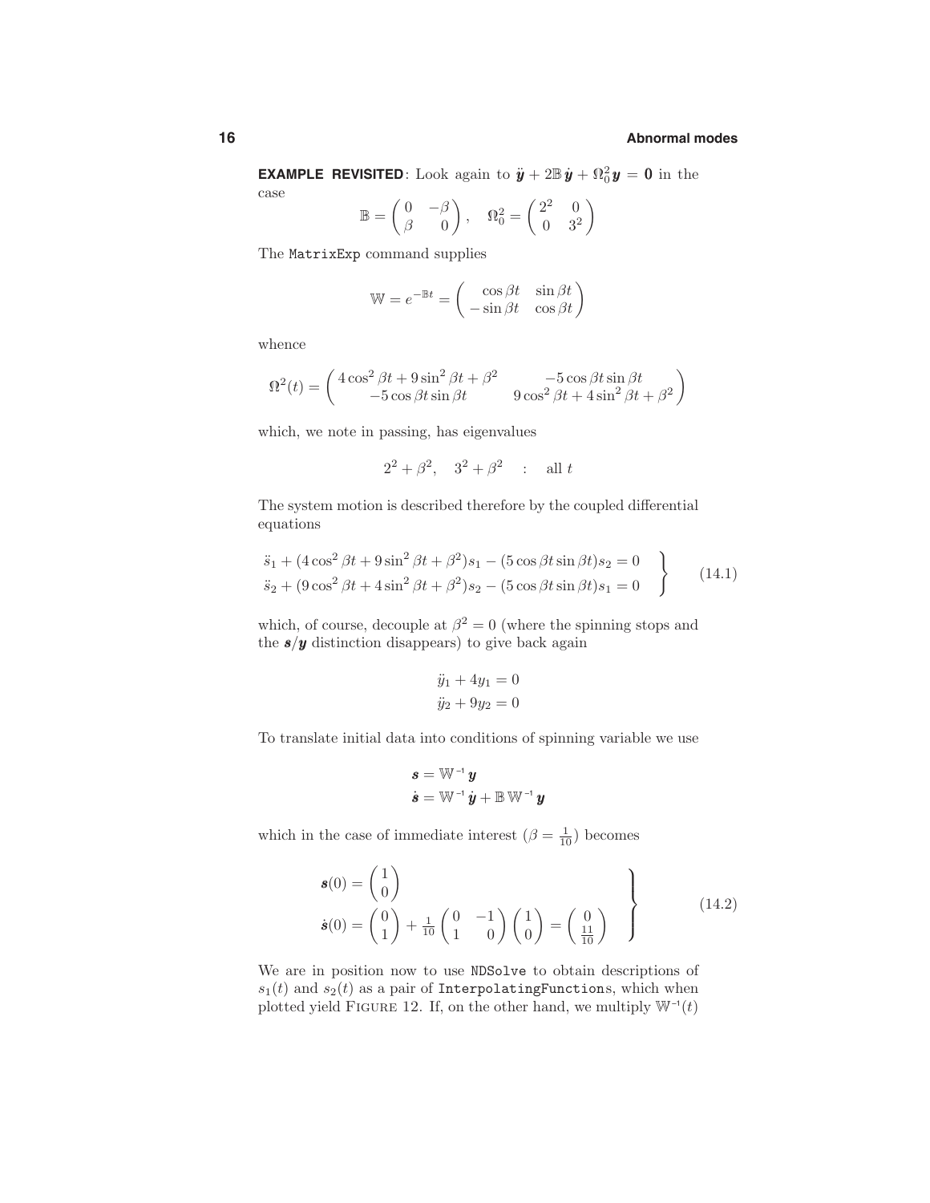**EXAMPLE REVISITED**: Look again to $\ddot{\boldsymbol{y}} + 2\mathbb{B}\,\dot{\boldsymbol{y}} + \Omega_0^2\boldsymbol{y} = \boldsymbol{0}$ in the case

$$\mathbb{B} = \begin{pmatrix} 0 & -\beta \\ \beta & 0 \end{pmatrix}, \quad \Omega_0^2 = \begin{pmatrix} 2^2 & 0 \\ 0 & 3^2 \end{pmatrix}$$

The `MatrixExp` command supplies

$$\mathbb{W} = e^{-\mathbb{B}t} = \begin{pmatrix} \cos\beta t & \sin\beta t \\ -\sin\beta t & \cos\beta t \end{pmatrix}$$

whence

$$\Omega^2(t) = \begin{pmatrix} 4\cos^2\beta t + 9\sin^2\beta t + \beta^2 & -5\cos\beta t\sin\beta t \\ -5\cos\beta t\sin\beta t & 9\cos^2\beta t + 4\sin^2\beta t + \beta^2 \end{pmatrix}$$

which, we note in passing, has eigenvalues

$$2^2 + \beta^2, \quad 3^2 + \beta^2 \quad : \quad \text{all } t$$

The system motion is described therefore by the coupled differential equations

$$\left.\begin{aligned} \ddot{s}_1 + (4\cos^2\beta t + 9\sin^2\beta t + \beta^2)s_1 - (5\cos\beta t\sin\beta t)s_2 = 0 \\ \ddot{s}_2 + (9\cos^2\beta t + 4\sin^2\beta t + \beta^2)s_2 - (5\cos\beta t\sin\beta t)s_1 = 0 \end{aligned}\right\} \tag{14.1}$$

which, of course, decouple at $\beta^2 = 0$ (where the spinning stops and the $\boldsymbol{s}/\boldsymbol{y}$ distinction disappears) to give back again

$$\begin{aligned} \ddot{y}_1 + 4y_1 = 0 \\ \ddot{y}_2 + 9y_2 = 0 \end{aligned}$$

To translate initial data into conditions of spinning variable we use

$$\begin{aligned} \boldsymbol{s} &= \mathbb{W}^{-1}\boldsymbol{y} \\ \dot{\boldsymbol{s}} &= \mathbb{W}^{-1}\dot{\boldsymbol{y}} + \mathbb{B}\,\mathbb{W}^{-1}\boldsymbol{y} \end{aligned}$$

which in the case of immediate interest ($\beta = \frac{1}{10}$) becomes

$$\left.\begin{aligned} \boldsymbol{s}(0) &= \begin{pmatrix} 1 \\ 0 \end{pmatrix} \\ \dot{\boldsymbol{s}}(0) &= \begin{pmatrix} 0 \\ 1 \end{pmatrix} + \tfrac{1}{10}\begin{pmatrix} 0 & -1 \\ 1 & 0 \end{pmatrix}\begin{pmatrix} 1 \\ 0 \end{pmatrix} = \begin{pmatrix} 0 \\ \frac{11}{10} \end{pmatrix} \end{aligned}\right\} \tag{14.2}$$

We are in position now to use `NDSolve` to obtain descriptions of $s_1(t)$ and $s_2(t)$ as a pair of `InterpolatingFunction`s, which when plotted yield FIGURE 12. If, on the other hand, we multiply $\mathbb{W}^{-1}(t)$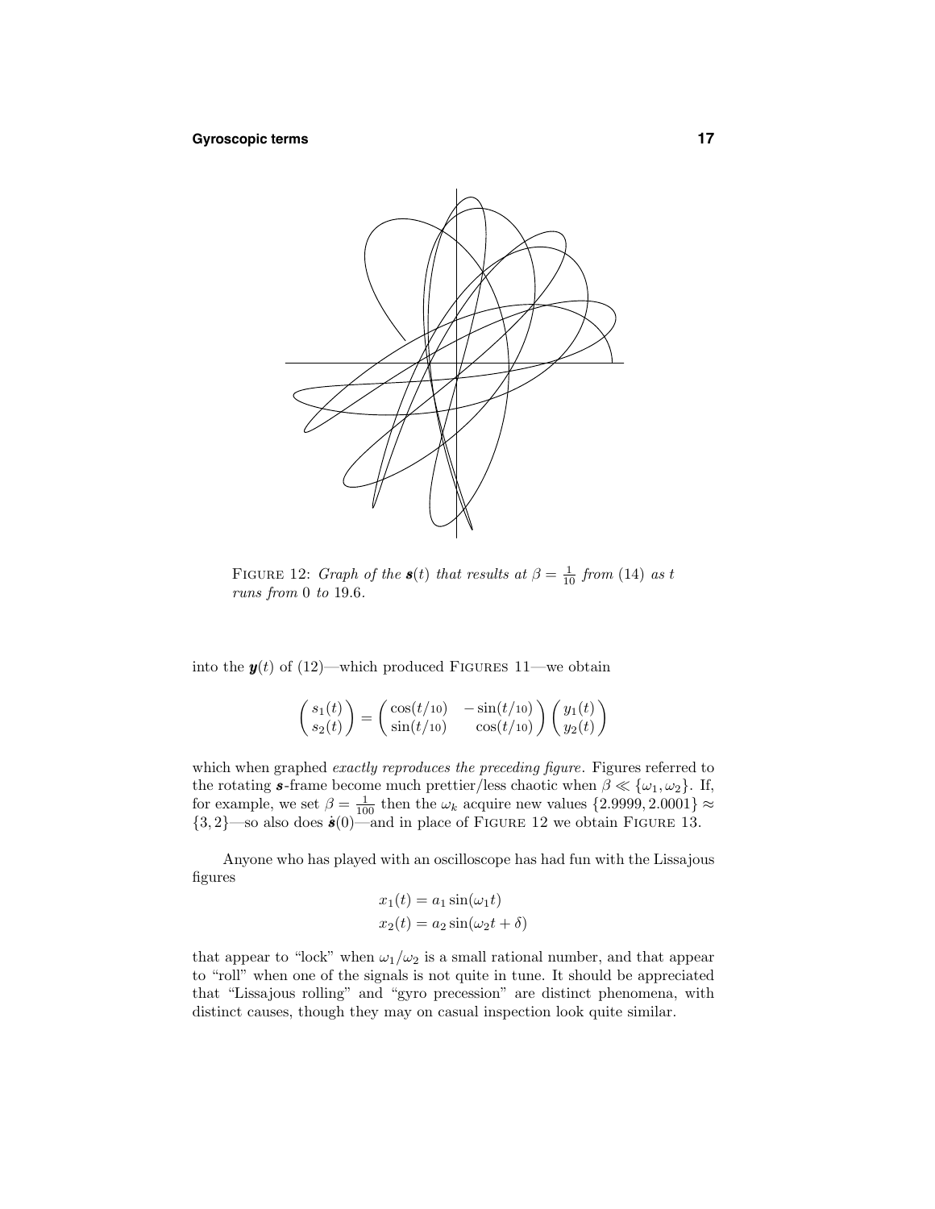FIGURE 12: *Graph of the* $\boldsymbol{s}(t)$ *that results at* $\beta = \frac{1}{10}$ *from* (14) *as* $t$ *runs from* 0 *to* 19.6.

into the $\boldsymbol{y}(t)$ of (12)—which produced FIGURES 11—we obtain

$$\begin{pmatrix} s_1(t) \\ s_2(t) \end{pmatrix} = \begin{pmatrix} \cos(t/10) & -\sin(t/10) \\ \sin(t/10) & \cos(t/10) \end{pmatrix} \begin{pmatrix} y_1(t) \\ y_2(t) \end{pmatrix}$$

which when graphed *exactly reproduces the preceding figure*. Figures referred to the rotating $\boldsymbol{s}$-frame become much prettier/less chaotic when $\beta \ll \{\omega_1, \omega_2\}$. If, for example, we set $\beta = \frac{1}{100}$ then the $\omega_k$ acquire new values $\{2.9999, 2.0001\} \approx \{3, 2\}$—so also does $\dot{\boldsymbol{s}}(0)$—and in place of FIGURE 12 we obtain FIGURE 13.

Anyone who has played with an oscilloscope has had fun with the Lissajous figures

$$\begin{aligned} x_1(t) &= a_1 \sin(\omega_1 t) \\ x_2(t) &= a_2 \sin(\omega_2 t + \delta) \end{aligned}$$

that appear to "lock" when $\omega_1/\omega_2$ is a small rational number, and that appear to "roll" when one of the signals is not quite in tune. It should be appreciated that "Lissajous rolling" and "gyro precession" are distinct phenomena, with distinct causes, though they may on casual inspection look quite similar.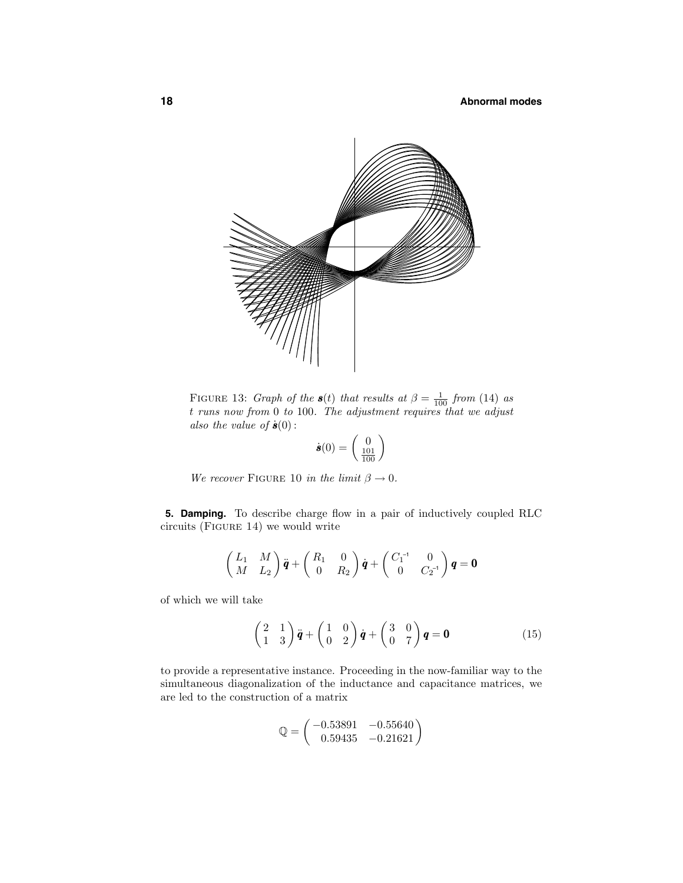FIGURE 13: *Graph of the $\boldsymbol{s}(t)$ that results at $\beta = \frac{1}{100}$ from* (14) *as $t$ runs now from* 0 *to* 100. *The adjustment requires that we adjust also the value of $\dot{\boldsymbol{s}}(0)$:*

$$\dot{\boldsymbol{s}}(0) = \begin{pmatrix} 0 \\ \frac{101}{100} \end{pmatrix}$$

*We recover* FIGURE 10 *in the limit $\beta \to 0$.*

**5. Damping.** To describe charge flow in a pair of inductively coupled RLC circuits (FIGURE 14) we would write

$$\begin{pmatrix} L_1 & M \\ M & L_2 \end{pmatrix} \ddot{\boldsymbol{q}} + \begin{pmatrix} R_1 & 0 \\ 0 & R_2 \end{pmatrix} \dot{\boldsymbol{q}} + \begin{pmatrix} C_1^{-1} & 0 \\ 0 & C_2^{-1} \end{pmatrix} \boldsymbol{q} = \boldsymbol{0}$$

of which we will take

$$\begin{pmatrix} 2 & 1 \\ 1 & 3 \end{pmatrix} \ddot{\boldsymbol{q}} + \begin{pmatrix} 1 & 0 \\ 0 & 2 \end{pmatrix} \dot{\boldsymbol{q}} + \begin{pmatrix} 3 & 0 \\ 0 & 7 \end{pmatrix} \boldsymbol{q} = \boldsymbol{0} \tag{15}$$

to provide a representative instance. Proceeding in the now-familiar way to the simultaneous diagonalization of the inductance and capacitance matrices, we are led to the construction of a matrix

$$\mathbb{Q} = \begin{pmatrix} -0.53891 & -0.55640 \\ 0.59435 & -0.21621 \end{pmatrix}$$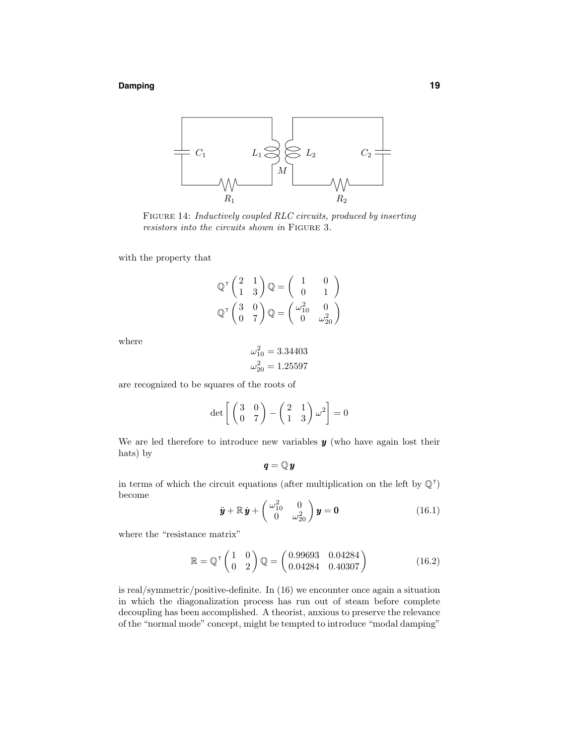FIGURE 14: *Inductively coupled RLC circuits, produced by inserting resistors into the circuits shown in* FIGURE 3.

with the property that

$$\mathbb{Q}^{\mathsf{T}}\begin{pmatrix} 2 & 1 \\ 1 & 3 \end{pmatrix}\mathbb{Q} = \begin{pmatrix} 1 & 0 \\ 0 & 1 \end{pmatrix}$$

$$\mathbb{Q}^{\mathsf{T}}\begin{pmatrix} 3 & 0 \\ 0 & 7 \end{pmatrix}\mathbb{Q} = \begin{pmatrix} \omega_{10}^2 & 0 \\ 0 & \omega_{20}^2 \end{pmatrix}$$

where

$$\omega_{10}^2 = 3.34403$$
$$\omega_{20}^2 = 1.25597$$

are recognized to be squares of the roots of

$$\det\left[\begin{pmatrix} 3 & 0 \\ 0 & 7 \end{pmatrix} - \begin{pmatrix} 2 & 1 \\ 1 & 3 \end{pmatrix}\omega^2\right] = 0$$

We are led therefore to introduce new variables $\boldsymbol{y}$ (who have again lost their hats) by

$$\boldsymbol{q} = \mathbb{Q}\,\boldsymbol{y}$$

in terms of which the circuit equations (after multiplication on the left by $\mathbb{Q}^{\mathsf{T}}$) become

$$\ddot{\boldsymbol{y}} + \mathbb{R}\,\dot{\boldsymbol{y}} + \begin{pmatrix} \omega_{10}^2 & 0 \\ 0 & \omega_{20}^2 \end{pmatrix}\boldsymbol{y} = \boldsymbol{0} \tag{16.1}$$

where the "resistance matrix"

$$\mathbb{R} = \mathbb{Q}^{\mathsf{T}}\begin{pmatrix} 1 & 0 \\ 0 & 2 \end{pmatrix}\mathbb{Q} = \begin{pmatrix} 0.99693 & 0.04284 \\ 0.04284 & 0.40307 \end{pmatrix} \tag{16.2}$$

is real/symmetric/positive-definite. In (16) we encounter once again a situation in which the diagonalization process has run out of steam before complete decoupling has been accomplished. A theorist, anxious to preserve the relevance of the "normal mode" concept, might be tempted to introduce "modal damping"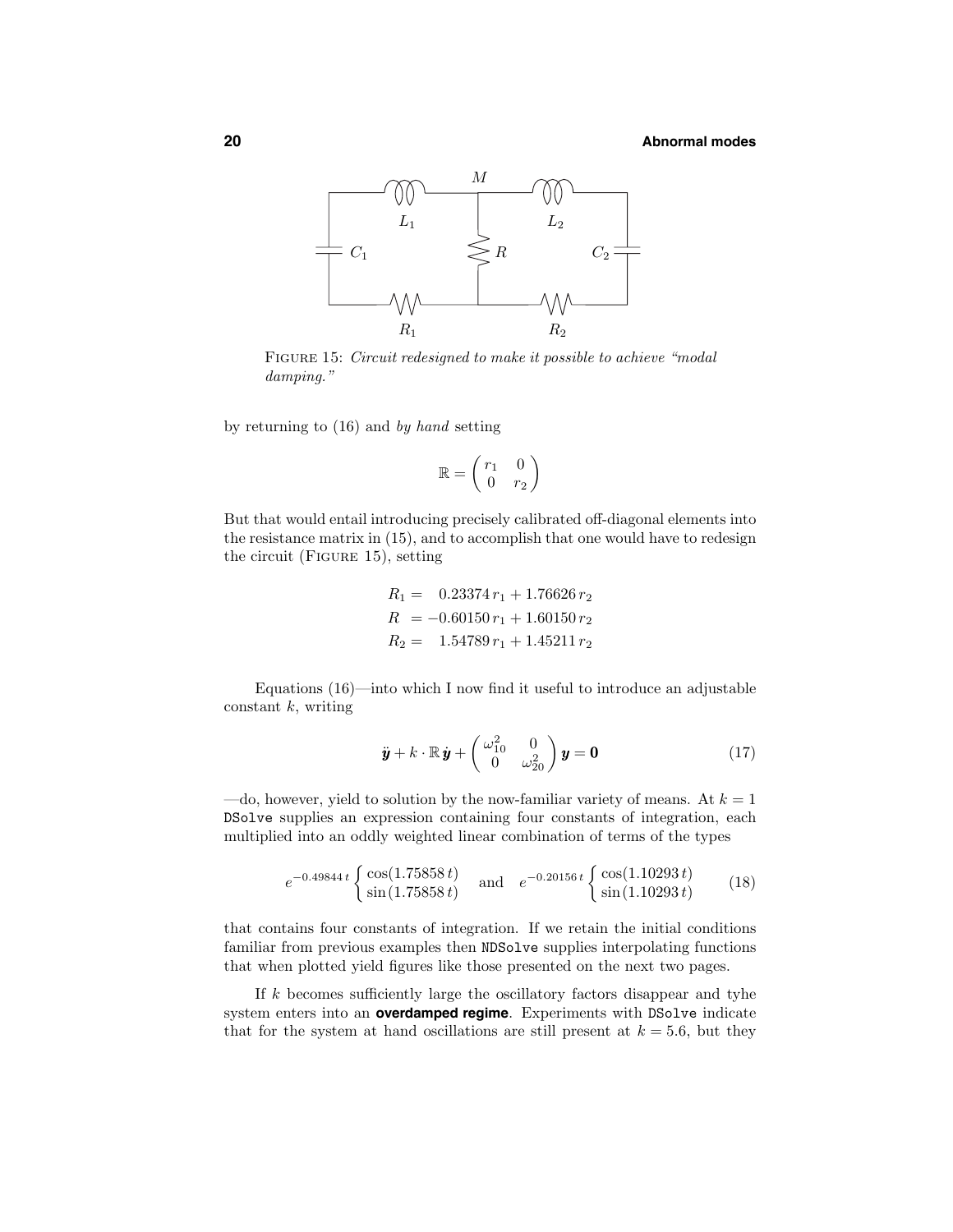FIGURE 15: *Circuit redesigned to make it possible to achieve "modal damping."*

by returning to (16) and *by hand* setting

$$\mathbb{R} = \begin{pmatrix} r_1 & 0 \\ 0 & r_2 \end{pmatrix}$$

But that would entail introducing precisely calibrated off-diagonal elements into the resistance matrix in (15), and to accomplish that one would have to redesign the circuit (FIGURE 15), setting

$$\begin{aligned} R_1 &= \phantom{-}0.23374\, r_1 + 1.76626\, r_2 \\ R &= -0.60150\, r_1 + 1.60150\, r_2 \\ R_2 &= \phantom{-}1.54789\, r_1 + 1.45211\, r_2 \end{aligned}$$

Equations (16)—into which I now find it useful to introduce an adjustable constant $k$, writing

$$\ddot{\boldsymbol{y}} + k \cdot \mathbb{R}\,\dot{\boldsymbol{y}} + \begin{pmatrix} \omega_{10}^2 & 0 \\ 0 & \omega_{20}^2 \end{pmatrix} \boldsymbol{y} = \boldsymbol{0} \tag{17}$$

—do, however, yield to solution by the now-familiar variety of means. At $k = 1$ `DSolve` supplies an expression containing four constants of integration, each multiplied into an oddly weighted linear combination of terms of the types

$$e^{-0.49844\,t} \begin{cases} \cos(1.75858\,t) \\ \sin(1.75858\,t) \end{cases} \quad \text{and} \quad e^{-0.20156\,t} \begin{cases} \cos(1.10293\,t) \\ \sin(1.10293\,t) \end{cases} \tag{18}$$

that contains four constants of integration. If we retain the initial conditions familiar from previous examples then `NDSolve` supplies interpolating functions that when plotted yield figures like those presented on the next two pages.

If $k$ becomes sufficiently large the oscillatory factors disappear and tyhe system enters into an **overdamped regime**. Experiments with `DSolve` indicate that for the system at hand oscillations are still present at $k = 5.6$, but they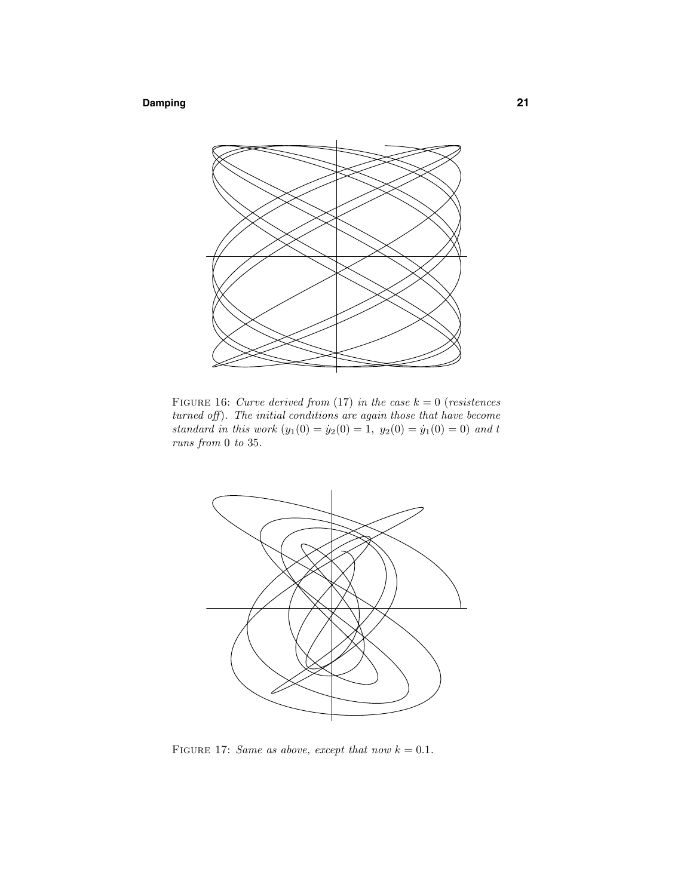Figure 16: *Curve derived from* (17) *in the case* $k = 0$ (*resistences turned off*)*. The initial conditions are again those that have become standard in this work* ($y_1(0) = \dot{y}_2(0) = 1,\ y_2(0) = \dot{y}_1(0) = 0$) *and* $t$ *runs from* 0 *to* 35.

Figure 17: *Same as above, except that now* $k = 0.1$.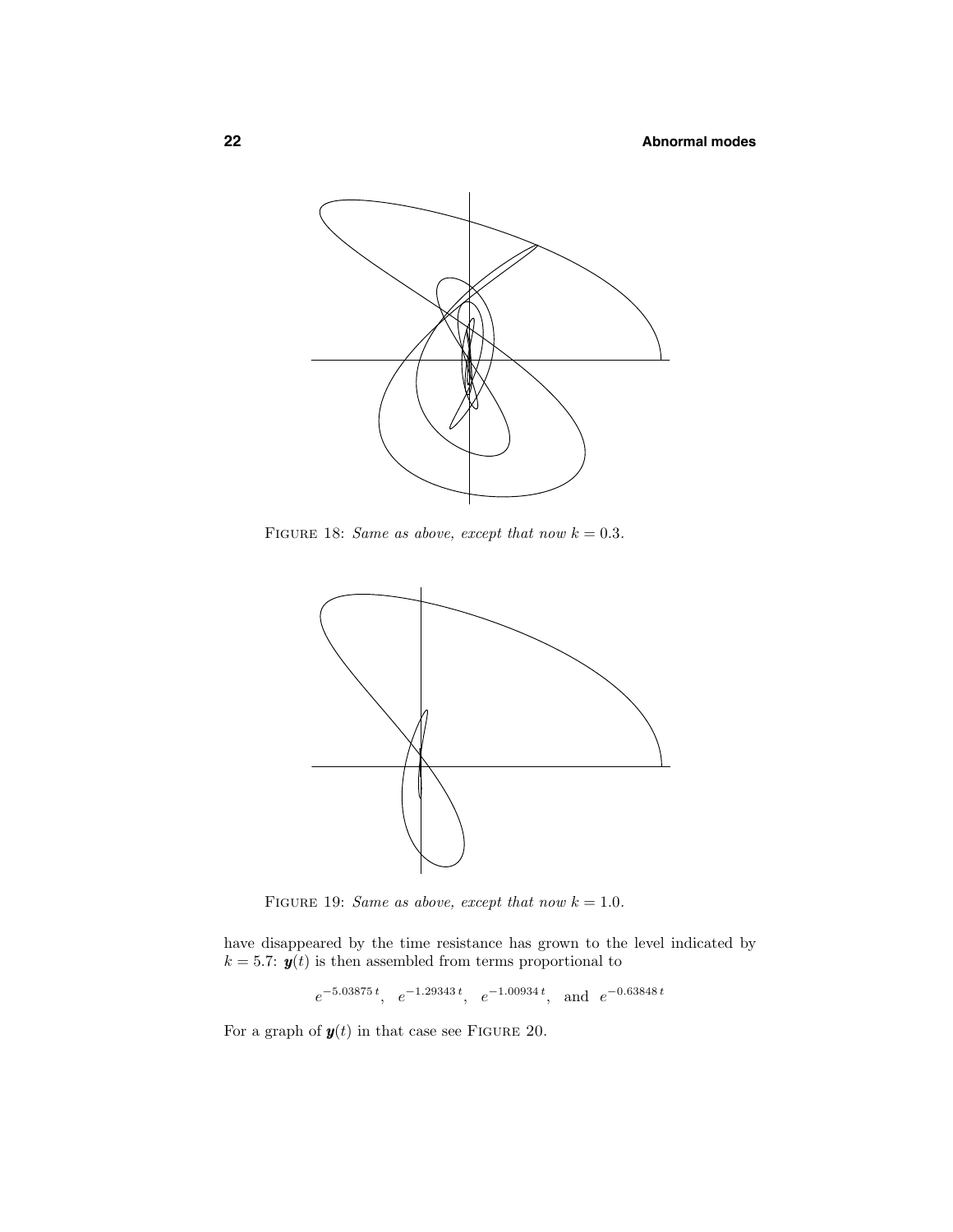FIGURE 18: *Same as above, except that now $k = 0.3$.*

FIGURE 19: *Same as above, except that now $k = 1.0$.*

have disappeared by the time resistance has grown to the level indicated by $k = 5.7$: $\boldsymbol{y}(t)$ is then assembled from terms proportional to

$$e^{-5.03875\,t}, \quad e^{-1.29343\,t}, \quad e^{-1.00934\,t}, \quad \text{and} \quad e^{-0.63848\,t}$$

For a graph of $\boldsymbol{y}(t)$ in that case see FIGURE 20.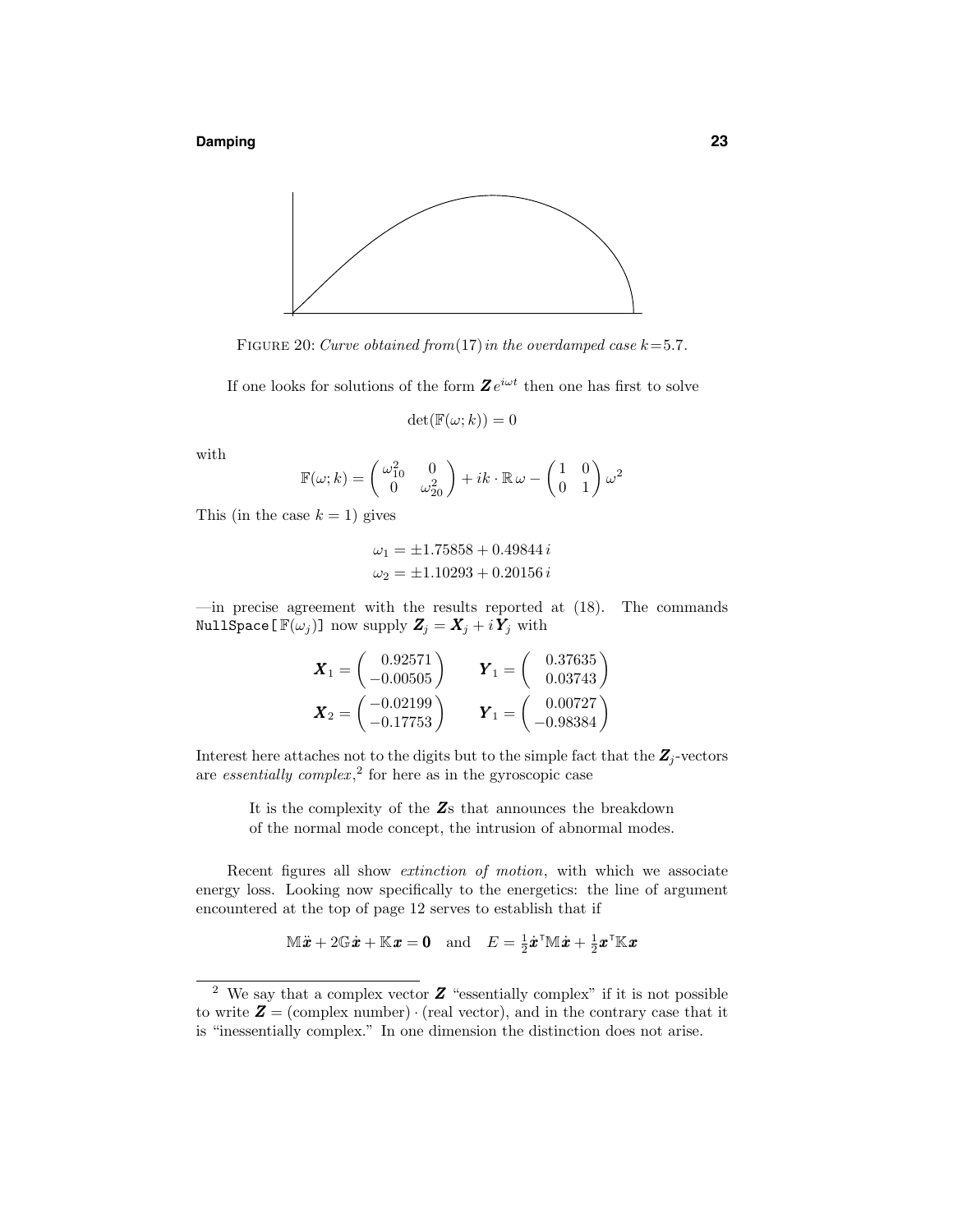FIGURE 20: *Curve obtained from*(17) *in the overdamped case* $k = 5.7$.

If one looks for solutions of the form $\boldsymbol{Z}e^{i\omega t}$ then one has first to solve

$$\det(\mathbb{F}(\omega;k)) = 0$$

with

$$\mathbb{F}(\omega;k) = \begin{pmatrix} \omega_{10}^2 & 0 \\ 0 & \omega_{20}^2 \end{pmatrix} + ik \cdot \mathbb{R}\,\omega - \begin{pmatrix} 1 & 0 \\ 0 & 1 \end{pmatrix} \omega^2$$

This (in the case $k = 1$) gives

$$\omega_1 = \pm 1.75858 + 0.49844\,i$$
$$\omega_2 = \pm 1.10293 + 0.20156\,i$$

—in precise agreement with the results reported at (18). The commands `NullSpace[`$\mathbb{F}(\omega_j)$`]` now supply $\boldsymbol{Z}_j = \boldsymbol{X}_j + i\,\boldsymbol{Y}_j$ with

$$\boldsymbol{X}_1 = \begin{pmatrix} 0.92571 \\ -0.00505 \end{pmatrix} \qquad \boldsymbol{Y}_1 = \begin{pmatrix} 0.37635 \\ 0.03743 \end{pmatrix}$$
$$\boldsymbol{X}_2 = \begin{pmatrix} -0.02199 \\ -0.17753 \end{pmatrix} \qquad \boldsymbol{Y}_1 = \begin{pmatrix} 0.00727 \\ -0.98384 \end{pmatrix}$$

Interest here attaches not to the digits but to the simple fact that the $\boldsymbol{Z}_j$-vectors are *essentially complex*,[2] for here as in the gyroscopic case

> It is the complexity of the $\boldsymbol{Z}$s that announces the breakdown of the normal mode concept, the intrusion of abnormal modes.

Recent figures all show *extinction of motion*, with which we associate energy loss. Looking now specifically to the energetics: the line of argument encountered at the top of page 12 serves to establish that if

$$\mathbb{M}\ddot{\boldsymbol{x}} + 2\mathbb{G}\dot{\boldsymbol{x}} + \mathbb{K}\boldsymbol{x} = \boldsymbol{0} \quad \text{and} \quad E = \tfrac{1}{2}\dot{\boldsymbol{x}}^{\intercal}\mathbb{M}\dot{\boldsymbol{x}} + \tfrac{1}{2}\boldsymbol{x}^{\intercal}\mathbb{K}\boldsymbol{x}$$

---

[2] We say that a complex vector $\boldsymbol{Z}$ "essentially complex" if it is not possible to write $\boldsymbol{Z} = (\text{complex number}) \cdot (\text{real vector})$, and in the contrary case that it is "inessentially complex." In one dimension the distinction does not arise.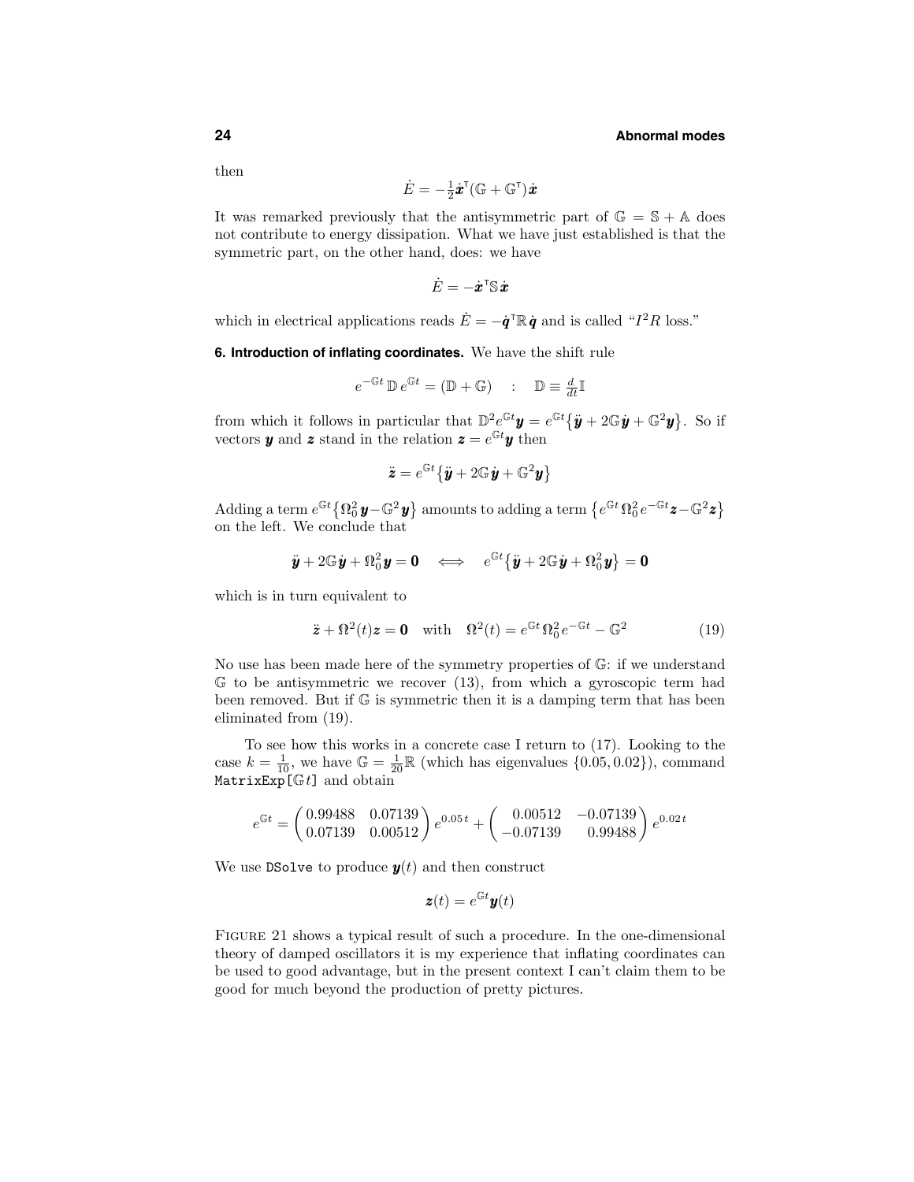then

$$\dot{E} = -\tfrac{1}{2}\dot{\boldsymbol{x}}^{\mathsf{T}}(\mathbb{G} + \mathbb{G}^{\mathsf{T}})\dot{\boldsymbol{x}}$$

It was remarked previously that the antisymmetric part of $\mathbb{G} = \mathbb{S} + \mathbb{A}$ does not contribute to energy dissipation. What we have just established is that the symmetric part, on the other hand, does: we have

$$\dot{E} = -\dot{\boldsymbol{x}}^{\mathsf{T}}\mathbb{S}\,\dot{\boldsymbol{x}}$$

which in electrical applications reads $\dot{E} = -\dot{\boldsymbol{q}}^{\mathsf{T}}\mathbb{R}\,\dot{\boldsymbol{q}}$ and is called "$I^2R$ loss."

**6. Introduction of inflating coordinates.** We have the shift rule

$$e^{-\mathbb{G}t}\,\mathbb{D}\,e^{\mathbb{G}t} = (\mathbb{D} + \mathbb{G}) \quad : \quad \mathbb{D} \equiv \tfrac{d}{dt}\mathbb{I}$$

from which it follows in particular that $\mathbb{D}^2 e^{\mathbb{G}t}\boldsymbol{y} = e^{\mathbb{G}t}\big\{\ddot{\boldsymbol{y}} + 2\mathbb{G}\,\dot{\boldsymbol{y}} + \mathbb{G}^2\boldsymbol{y}\big\}$. So if vectors $\boldsymbol{y}$ and $\boldsymbol{z}$ stand in the relation $\boldsymbol{z} = e^{\mathbb{G}t}\boldsymbol{y}$ then

$$\ddot{\boldsymbol{z}} = e^{\mathbb{G}t}\big\{\ddot{\boldsymbol{y}} + 2\mathbb{G}\,\dot{\boldsymbol{y}} + \mathbb{G}^2\boldsymbol{y}\big\}$$

Adding a term $e^{\mathbb{G}t}\big\{\Omega_0^2\,\boldsymbol{y} - \mathbb{G}^2\,\boldsymbol{y}\big\}$ amounts to adding a term $\big\{e^{\mathbb{G}t}\,\Omega_0^2\,e^{-\mathbb{G}t}\boldsymbol{z} - \mathbb{G}^2\boldsymbol{z}\big\}$ on the left. We conclude that

$$\ddot{\boldsymbol{y}} + 2\mathbb{G}\,\dot{\boldsymbol{y}} + \Omega_0^2\,\boldsymbol{y} = \boldsymbol{0} \quad\Longleftrightarrow\quad e^{\mathbb{G}t}\big\{\ddot{\boldsymbol{y}} + 2\mathbb{G}\,\dot{\boldsymbol{y}} + \Omega_0^2\,\boldsymbol{y}\big\} = \boldsymbol{0}$$

which is in turn equivalent to

$$\ddot{\boldsymbol{z}} + \Omega^2(t)\boldsymbol{z} = \boldsymbol{0} \quad \text{with} \quad \Omega^2(t) = e^{\mathbb{G}t}\,\Omega_0^2\,e^{-\mathbb{G}t} - \mathbb{G}^2 \tag{19}$$

No use has been made here of the symmetry properties of $\mathbb{G}$: if we understand $\mathbb{G}$ to be antisymmetric we recover (13), from which a gyroscopic term had been removed. But if $\mathbb{G}$ is symmetric then it is a damping term that has been eliminated from (19).

To see how this works in a concrete case I return to (17). Looking to the case $k = \frac{1}{10}$, we have $\mathbb{G} = \frac{1}{20}\mathbb{R}$ (which has eigenvalues $\{0.05, 0.02\}$), command `MatrixExp[`$\mathbb{G}t$`]` and obtain

$$e^{\mathbb{G}t} = \begin{pmatrix} 0.99488 & 0.07139 \\ 0.07139 & 0.00512 \end{pmatrix} e^{0.05\,t} + \begin{pmatrix} 0.00512 & -0.07139 \\ -0.07139 & 0.99488 \end{pmatrix} e^{0.02\,t}$$

We use `DSolve` to produce $\boldsymbol{y}(t)$ and then construct

$$\boldsymbol{z}(t) = e^{\mathbb{G}t}\boldsymbol{y}(t)$$

Figure 21 shows a typical result of such a procedure. In the one-dimensional theory of damped oscillators it is my experience that inflating coordinates can be used to good advantage, but in the present context I can't claim them to be good for much beyond the production of pretty pictures.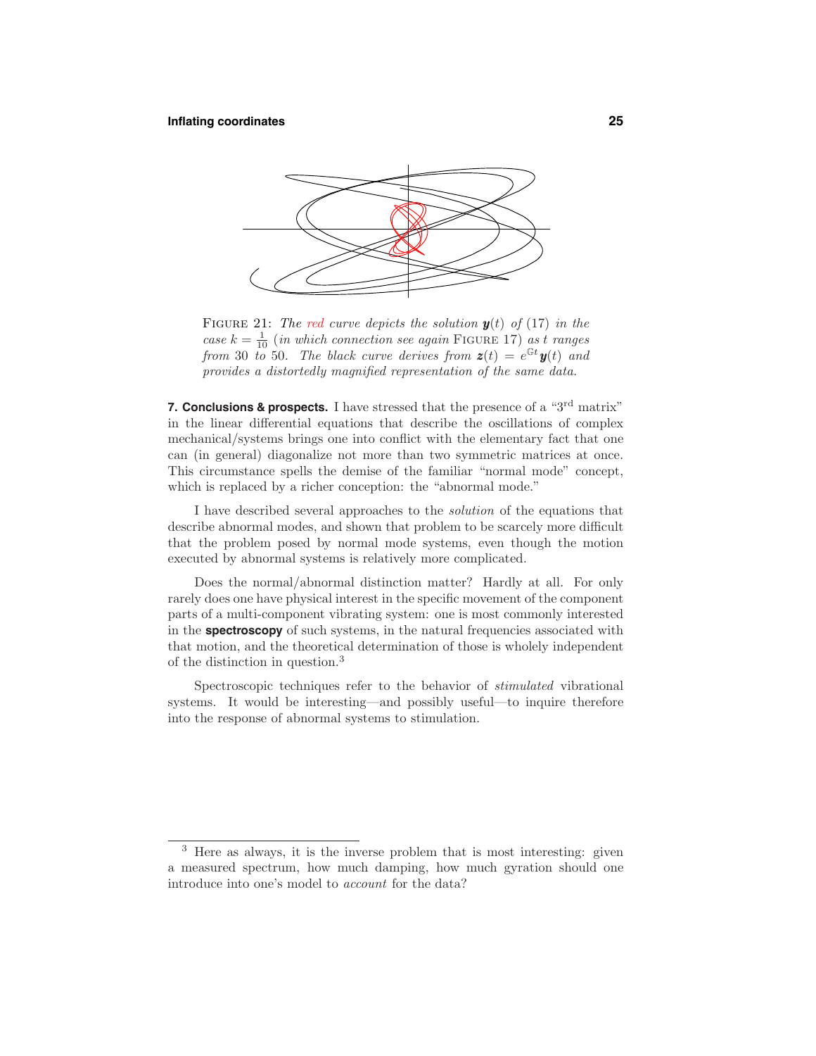FIGURE 21: *The red curve depicts the solution $\boldsymbol{y}(t)$ of (17) in the case $k = \frac{1}{10}$ (in which connection see again* FIGURE 17) *as $t$ ranges from 30 to 50. The black curve derives from $\boldsymbol{z}(t) = e^{\mathbb{G}t}\boldsymbol{y}(t)$ and provides a distortedly magnified representation of the same data.*

**7. Conclusions & prospects.** I have stressed that the presence of a "3rd matrix" in the linear differential equations that describe the oscillations of complex mechanical/systems brings one into conflict with the elementary fact that one can (in general) diagonalize not more than two symmetric matrices at once. This circumstance spells the demise of the familiar "normal mode" concept, which is replaced by a richer conception: the "abnormal mode."

I have described several approaches to the *solution* of the equations that describe abnormal modes, and shown that problem to be scarcely more difficult that the problem posed by normal mode systems, even though the motion executed by abnormal systems is relatively more complicated.

Does the normal/abnormal distinction matter? Hardly at all. For only rarely does one have physical interest in the specific movement of the component parts of a multi-component vibrating system: one is most commonly interested in the **spectroscopy** of such systems, in the natural frequencies associated with that motion, and the theoretical determination of those is wholely independent of the distinction in question.[3]

Spectroscopic techniques refer to the behavior of *stimulated* vibrational systems. It would be interesting—and possibly useful—to inquire therefore into the response of abnormal systems to stimulation.

[3] Here as always, it is the inverse problem that is most interesting: given a measured spectrum, how much damping, how much gyration should one introduce into one's model to *account* for the data?